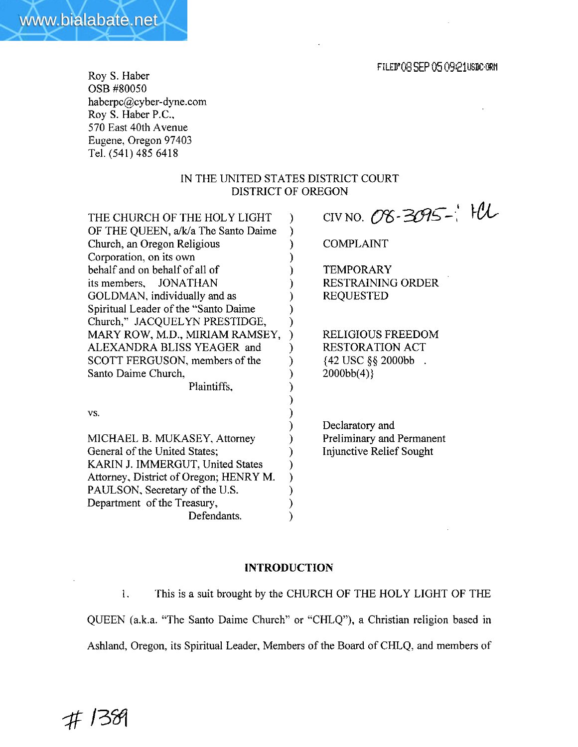FILED'08 SEP 05 09:21USDC-ORM

Roy S. Haber
OSB #80050
haberpc@cyber-dyne.com
Roy S. Haber P.C.,
570 East 40th Avenue
Eugene, Oregon 97403
Tel. (541) 485 6418

IN THE UNITED STATES DISTRICT COURT
DISTRICT OF OREGON

| | |
|---|---|
| THE CHURCH OF THE HOLY LIGHT OF THE QUEEN, a/k/a The Santo Daime Church, an Oregon Religious Corporation, on its own behalf and on behalf of all of its members, JONATHAN GOLDMAN, individually and as Spiritual Leader of the "Santo Daime Church," JACQUELYN PRESTIDGE, MARY ROW, M.D., MIRIAM RAMSEY, ALEXANDRA BLISS YEAGER and SCOTT FERGUSON, members of the Santo Daime Church, Plaintiffs, | CIV NO. 08-3095-HL<br><br>COMPLAINT<br><br>TEMPORARY RESTRAINING ORDER REQUESTED<br><br>RELIGIOUS FREEDOM RESTORATION ACT {42 USC §§ 2000bb . 2000bb(4)} |
| vs. | |
| MICHAEL B. MUKASEY, Attorney General of the United States; KARIN J. IMMERGUT, United States Attorney, District of Oregon; HENRY M. PAULSON, Secretary of the U.S. Department of the Treasury, Defendants. | Declaratory and Preliminary and Permanent Injunctive Relief Sought |

## INTRODUCTION

1. This is a suit brought by the CHURCH OF THE HOLY LIGHT OF THE QUEEN (a.k.a. "The Santo Daime Church" or "CHLQ"), a Christian religion based in Ashland, Oregon, its Spiritual Leader, Members of the Board of CHLQ, and members of

# 1389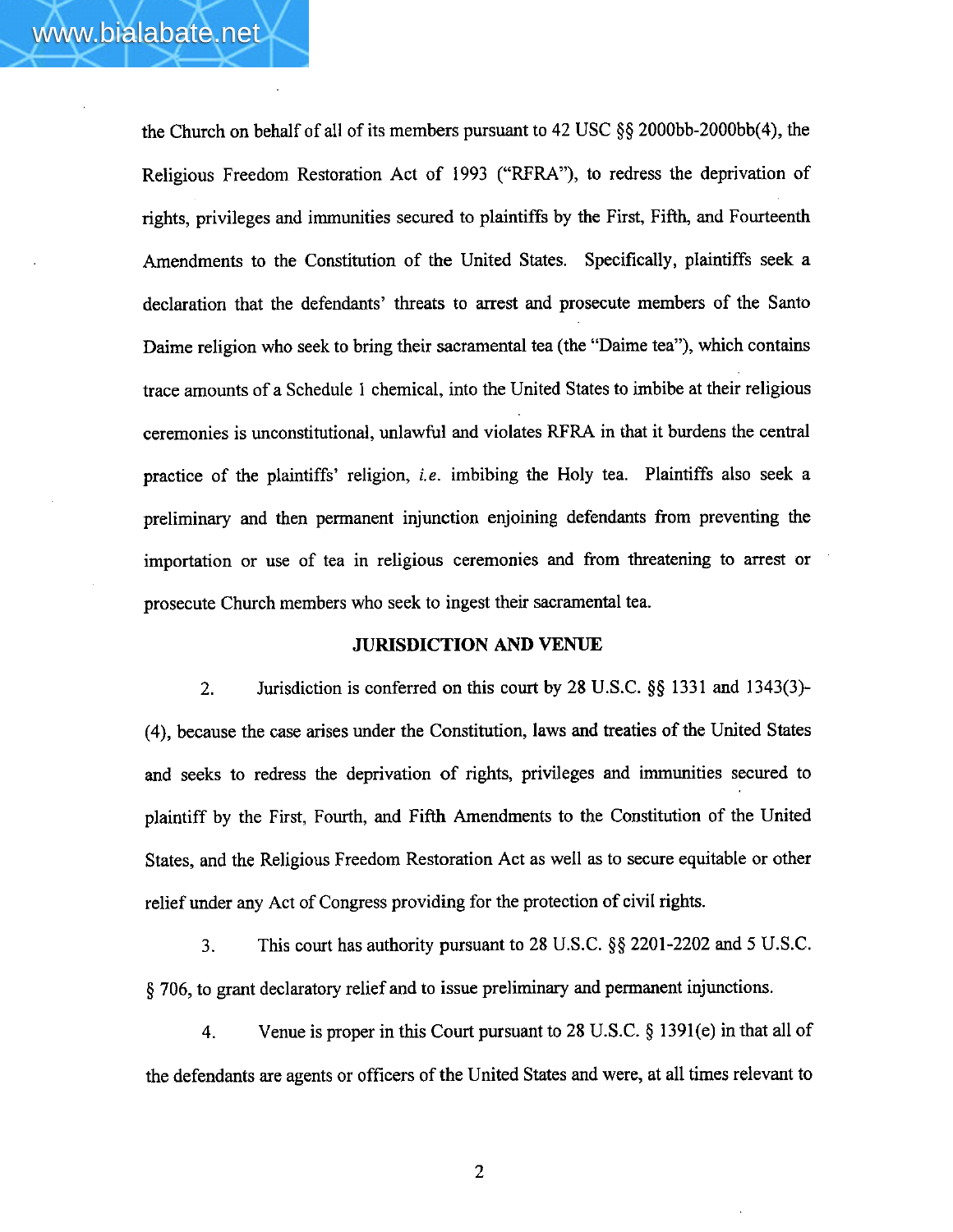the Church on behalf of all of its members pursuant to 42 USC §§ 2000bb-2000bb(4), the Religious Freedom Restoration Act of 1993 ("RFRA"), to redress the deprivation of rights, privileges and immunities secured to plaintiffs by the First, Fifth, and Fourteenth Amendments to the Constitution of the United States. Specifically, plaintiffs seek a declaration that the defendants' threats to arrest and prosecute members of the Santo Daime religion who seek to bring their sacramental tea (the "Daime tea"), which contains trace amounts of a Schedule 1 chemical, into the United States to imbibe at their religious ceremonies is unconstitutional, unlawful and violates RFRA in that it burdens the central practice of the plaintiffs' religion, *i.e.* imbibing the Holy tea. Plaintiffs also seek a preliminary and then permanent injunction enjoining defendants from preventing the importation or use of tea in religious ceremonies and from threatening to arrest or prosecute Church members who seek to ingest their sacramental tea.

**JURISDICTION AND VENUE**

2. Jurisdiction is conferred on this court by 28 U.S.C. §§ 1331 and 1343(3)-(4), because the case arises under the Constitution, laws and treaties of the United States and seeks to redress the deprivation of rights, privileges and immunities secured to plaintiff by the First, Fourth, and Fifth Amendments to the Constitution of the United States, and the Religious Freedom Restoration Act as well as to secure equitable or other relief under any Act of Congress providing for the protection of civil rights.

3. This court has authority pursuant to 28 U.S.C. §§ 2201-2202 and 5 U.S.C. § 706, to grant declaratory relief and to issue preliminary and permanent injunctions.

4. Venue is proper in this Court pursuant to 28 U.S.C. § 1391(e) in that all of the defendants are agents or officers of the United States and were, at all times relevant to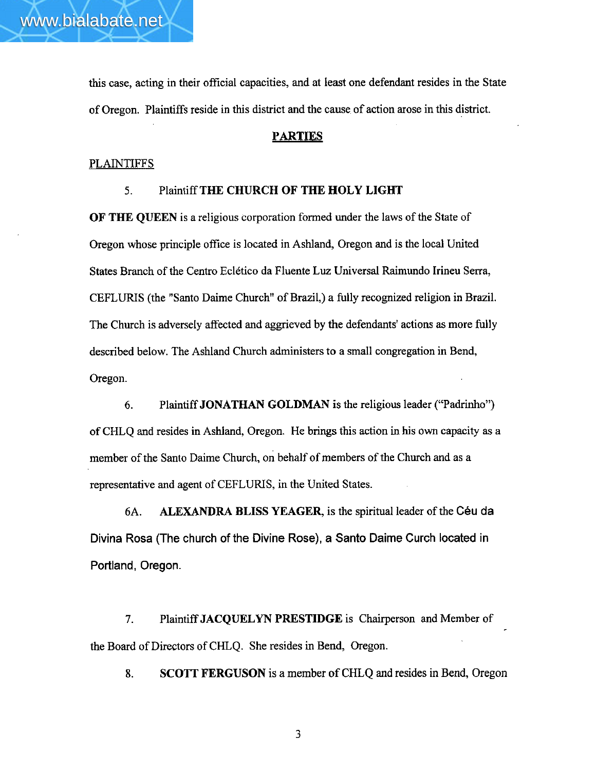this case, acting in their official capacities, and at least one defendant resides in the State of Oregon. Plaintiffs reside in this district and the cause of action arose in this district.

## PARTIES

PLAINTIFFS

5. Plaintiff **THE CHURCH OF THE HOLY LIGHT OF THE QUEEN** is a religious corporation formed under the laws of the State of Oregon whose principle office is located in Ashland, Oregon and is the local United States Branch of the Centro Eclético da Fluente Luz Universal Raimundo Irineu Serra, CEFLURIS (the "Santo Daime Church" of Brazil,) a fully recognized religion in Brazil. The Church is adversely affected and aggrieved by the defendants' actions as more fully described below. The Ashland Church administers to a small congregation in Bend, Oregon.

6. Plaintiff **JONATHAN GOLDMAN** is the religious leader ("Padrinho") of CHLQ and resides in Ashland, Oregon. He brings this action in his own capacity as a member of the Santo Daime Church, on behalf of members of the Church and as a representative and agent of CEFLURIS, in the United States.

6A. **ALEXANDRA BLISS YEAGER**, is the spiritual leader of the Céu da Divina Rosa (The church of the Divine Rose), a Santo Daime Curch located in Portland, Oregon.

7. Plaintiff **JACQUELYN PRESTIDGE** is Chairperson and Member of the Board of Directors of CHLQ. She resides in Bend, Oregon.

8. **SCOTT FERGUSON** is a member of CHLQ and resides in Bend, Oregon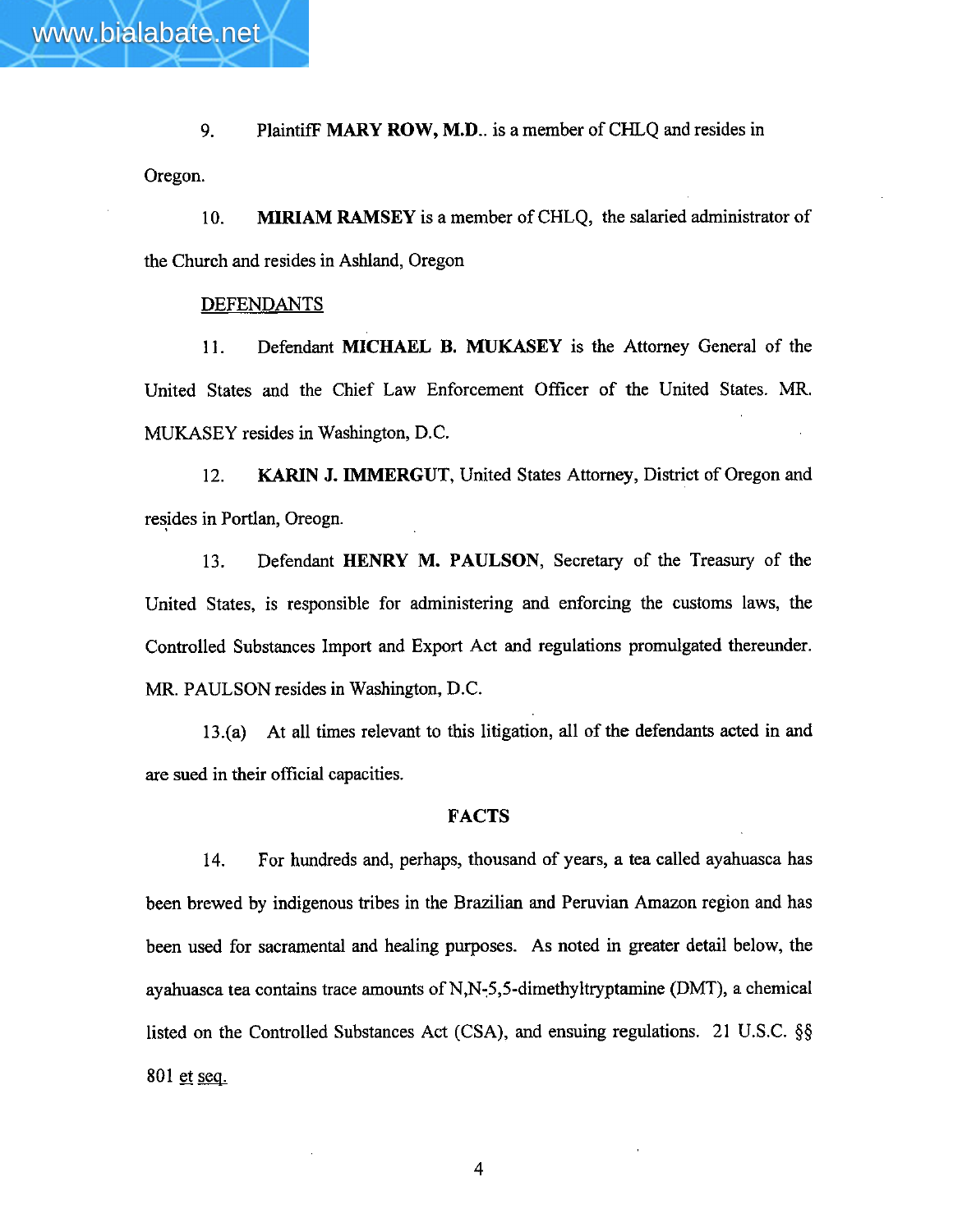9. PlaintifF **MARY ROW, M.D.**. is a member of CHLQ and resides in Oregon.

10. **MIRIAM RAMSEY** is a member of CHLQ, the salaried administrator of the Church and resides in Ashland, Oregon

DEFENDANTS

11. Defendant **MICHAEL B. MUKASEY** is the Attorney General of the United States and the Chief Law Enforcement Officer of the United States. MR. MUKASEY resides in Washington, D.C.

12. **KARIN J. IMMERGUT**, United States Attorney, District of Oregon and resides in Portlan, Oreogn.

13. Defendant **HENRY M. PAULSON**, Secretary of the Treasury of the United States, is responsible for administering and enforcing the customs laws, the Controlled Substances Import and Export Act and regulations promulgated thereunder. MR. PAULSON resides in Washington, D.C.

13.(a) At all times relevant to this litigation, all of the defendants acted in and are sued in their official capacities.

**FACTS**

14. For hundreds and, perhaps, thousand of years, a tea called ayahuasca has been brewed by indigenous tribes in the Brazilian and Peruvian Amazon region and has been used for sacramental and healing purposes. As noted in greater detail below, the ayahuasca tea contains trace amounts of N,N-5,5-dimethyltryptamine (DMT), a chemical listed on the Controlled Substances Act (CSA), and ensuing regulations. 21 U.S.C. §§ 801 et seq.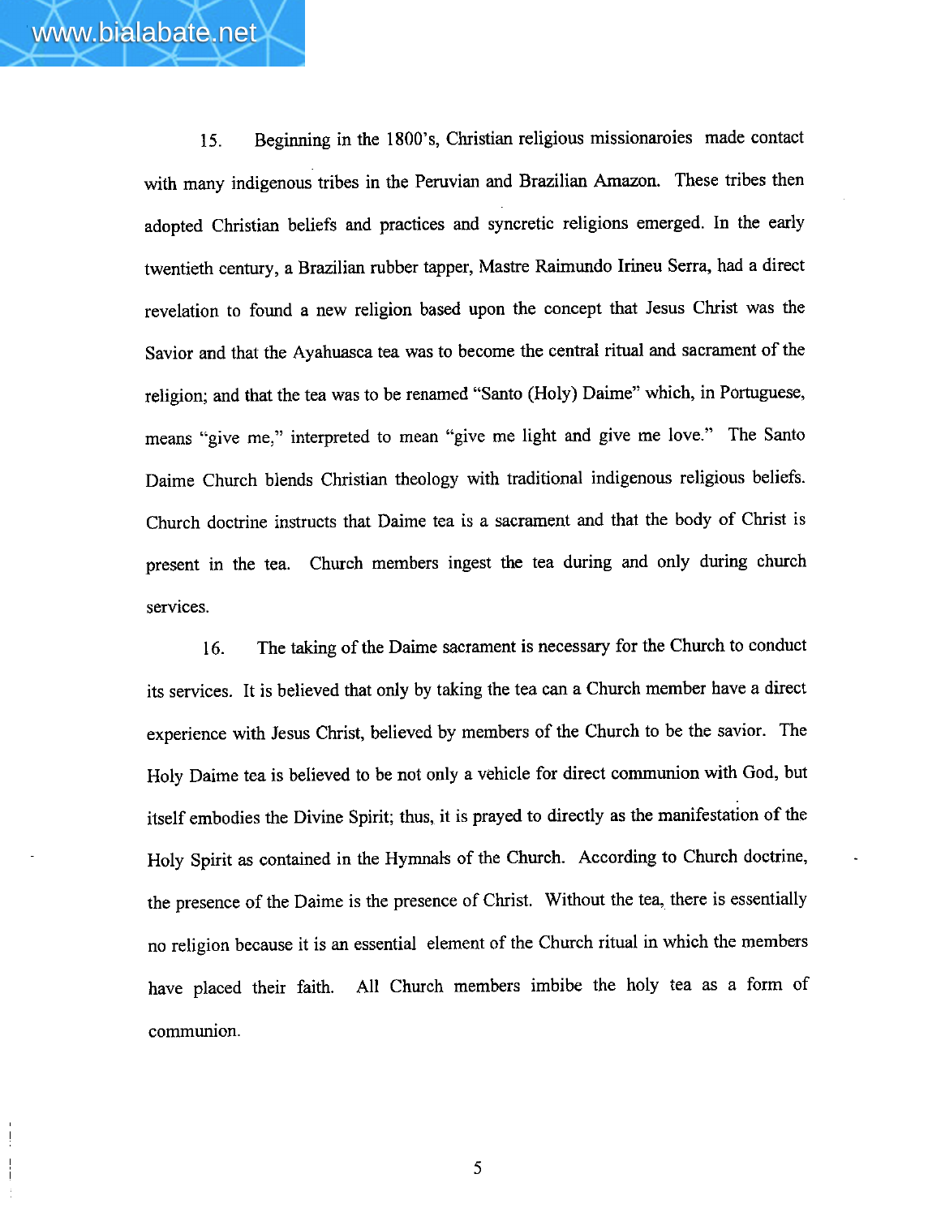15. Beginning in the 1800's, Christian religious missionaroies made contact with many indigenous tribes in the Peruvian and Brazilian Amazon. These tribes then adopted Christian beliefs and practices and syncretic religions emerged. In the early twentieth century, a Brazilian rubber tapper, Mastre Raimundo Irineu Serra, had a direct revelation to found a new religion based upon the concept that Jesus Christ was the Savior and that the Ayahuasca tea was to become the central ritual and sacrament of the religion; and that the tea was to be renamed "Santo (Holy) Daime" which, in Portuguese, means "give me," interpreted to mean "give me light and give me love." The Santo Daime Church blends Christian theology with traditional indigenous religious beliefs. Church doctrine instructs that Daime tea is a sacrament and that the body of Christ is present in the tea. Church members ingest the tea during and only during church services.

16. The taking of the Daime sacrament is necessary for the Church to conduct its services. It is believed that only by taking the tea can a Church member have a direct experience with Jesus Christ, believed by members of the Church to be the savior. The Holy Daime tea is believed to be not only a vehicle for direct communion with God, but itself embodies the Divine Spirit; thus, it is prayed to directly as the manifestation of the Holy Spirit as contained in the Hymnals of the Church. According to Church doctrine, the presence of the Daime is the presence of Christ. Without the tea, there is essentially no religion because it is an essential element of the Church ritual in which the members have placed their faith. All Church members imbibe the holy tea as a form of communion.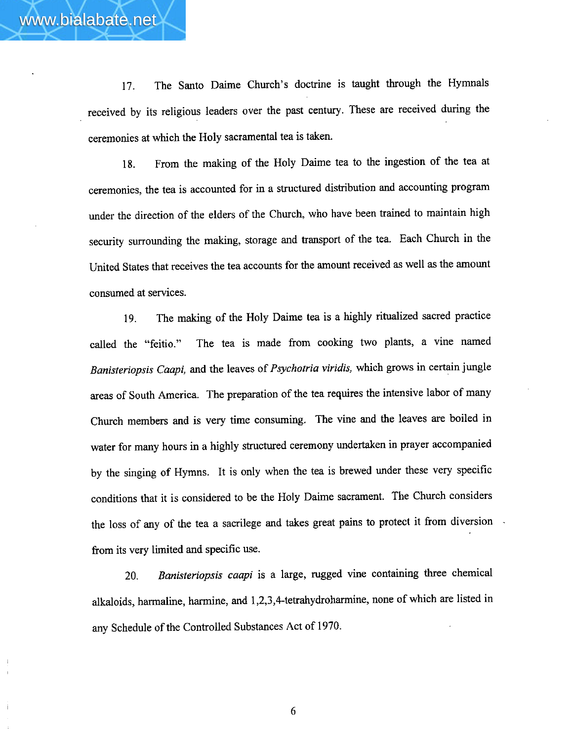17. The Santo Daime Church's doctrine is taught through the Hymnals received by its religious leaders over the past century. These are received during the ceremonies at which the Holy sacramental tea is taken.

18. From the making of the Holy Daime tea to the ingestion of the tea at ceremonies, the tea is accounted for in a structured distribution and accounting program under the direction of the elders of the Church, who have been trained to maintain high security surrounding the making, storage and transport of the tea. Each Church in the United States that receives the tea accounts for the amount received as well as the amount consumed at services.

19. The making of the Holy Daime tea is a highly ritualized sacred practice called the "feitio." The tea is made from cooking two plants, a vine named *Banisteriopsis Caapi,* and the leaves of *Psychotria viridis,* which grows in certain jungle areas of South Ameica. The preparation of the tea requires the intensive labor of many Church members and is very time consuming. The vine and the leaves are boiled in water for many hours in a highly structured ceremony undertaken in prayer accompanied by the singing of Hymns. It is only when the tea is brewed under these very specific conditions that it is considered to be the Holy Daime sacrament. The Church considers the loss of any of the tea a sacrilege and takes great pains to protect it from diversion from its very limited and specific use.

20. *Banisteriopsis caapi* is a large, rugged vine containing three chemical alkaloids, harmaline, harmine, and 1,2,3,4-tetrahydroharmine, none of which are listed in any Schedule of the Controlled Substances Act of 1970.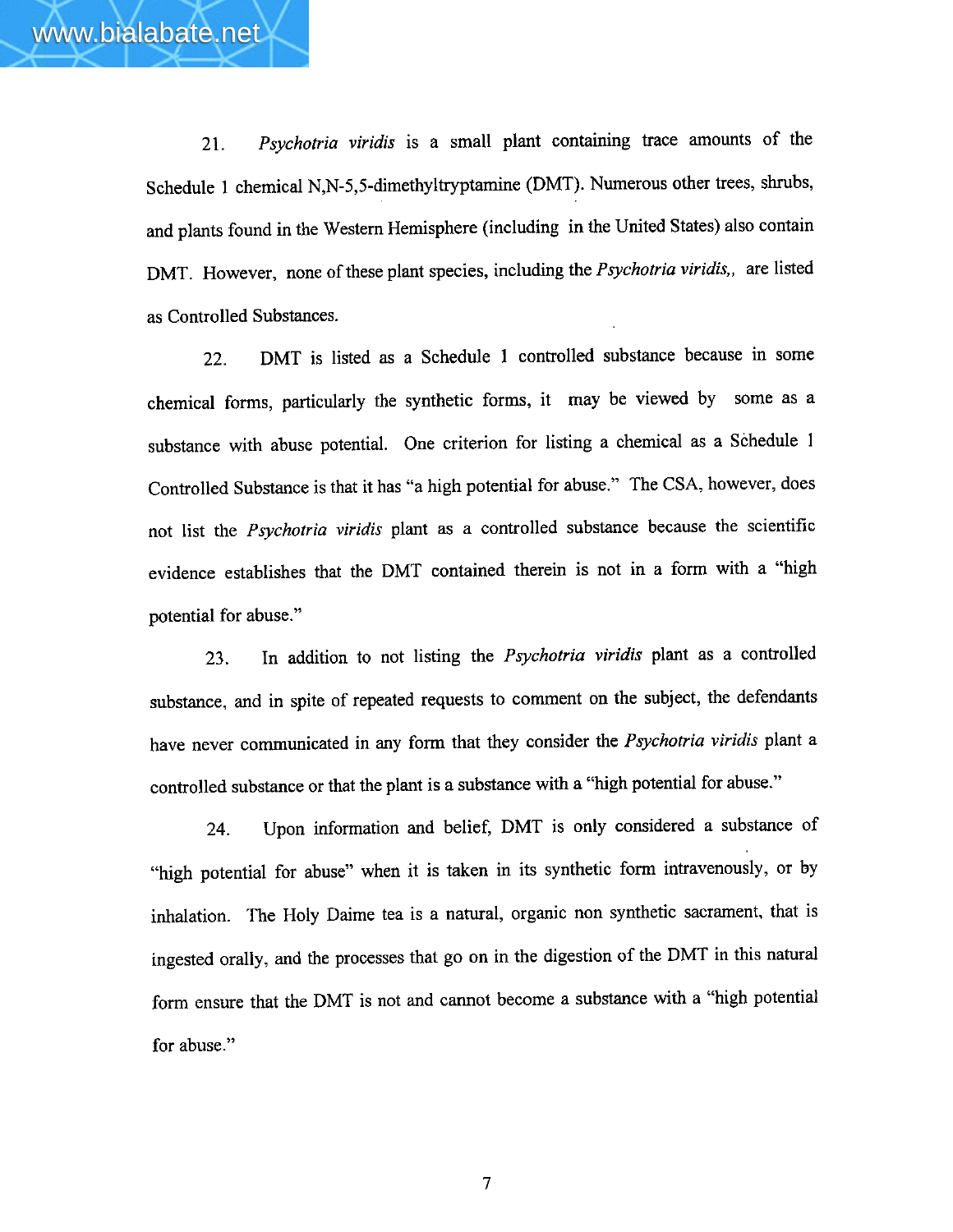21. *Psychotria viridis* is a small plant containing trace amounts of the Schedule 1 chemical N,N-5,5-dimethyltryptamine (DMT). Numerous other trees, shrubs, and plants found in the Western Hemisphere (including in the United States) also contain DMT. However, none of these plant species, including the *Psychotria viridis,*, are listed as Controlled Substances.

22. DMT is listed as a Schedule 1 controlled substance because in some chemical forms, particularly the synthetic forms, it may be viewed by some as a substance with abuse potential. One criterion for listing a chemical as a Schedule 1 Controlled Substance is that it has "a high potential for abuse." The CSA, however, does not list the *Psychotria viridis* plant as a controlled substance because the scientific evidence establishes that the DMT contained therein is not in a form with a "high potential for abuse."

23. In addition to not listing the *Psychotria viridis* plant as a controlled substance, and in spite of repeated requests to comment on the subject, the defendants have never communicated in any form that they consider the *Psychotria viridis* plant a controlled substance or that the plant is a substance with a "high potential for abuse."

24. Upon information and belief, DMT is only considered a substance of "high potential for abuse" when it is taken in its synthetic form intravenously, or by inhalation. The Holy Daime tea is a natural, organic non synthetic sacrament, that is ingested orally, and the processes that go on in the digestion of the DMT in this natural form ensure that the DMT is not and cannot become a substance with a "high potential for abuse."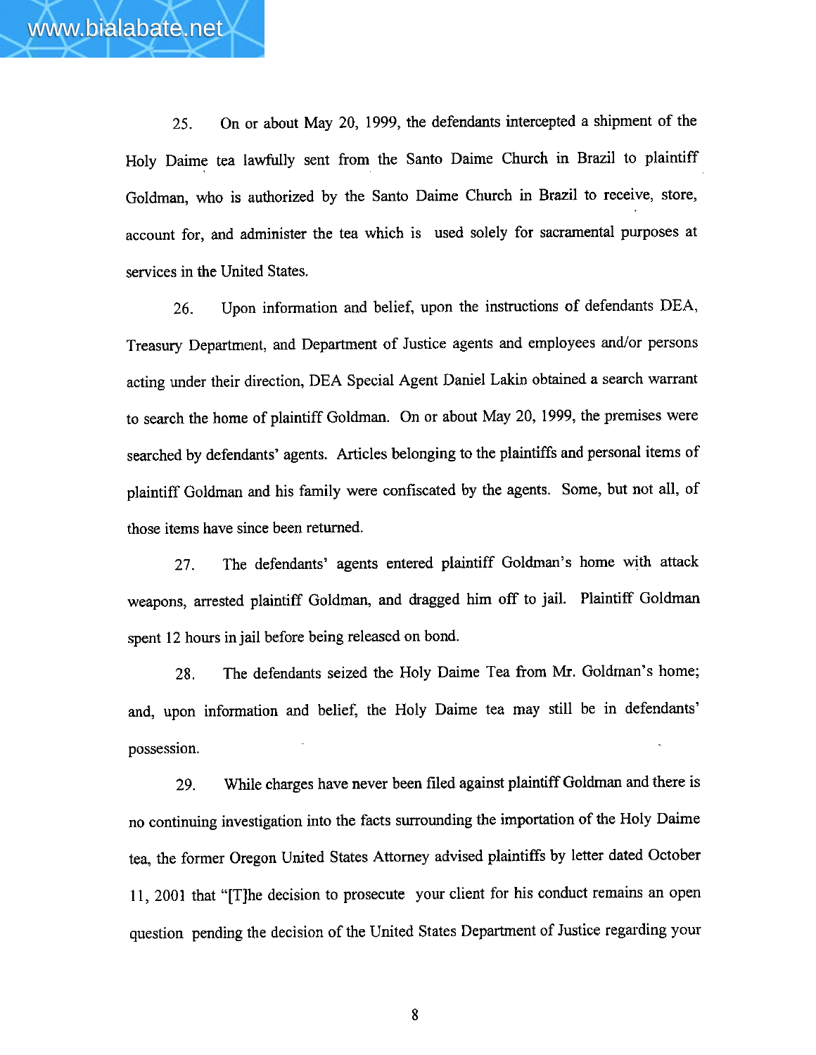25. On or about May 20, 1999, the defendants intercepted a shipment of the Holy Daime tea lawfully sent from the Santo Daime Church in Brazil to plaintiff Goldman, who is authorized by the Santo Daime Church in Brazil to receive, store, account for, and administer the tea which is used solely for sacramental purposes at services in the United States.

26. Upon information and belief, upon the instructions of defendants DEA, Treasury Department, and Department of Justice agents and employees and/or persons acting under their direction, DEA Special Agent Daniel Lakin obtained a search warrant to search the home of plaintiff Goldman. On or about May 20, 1999, the premises were searched by defendants' agents. Articles belonging to the plaintiffs and personal items of plaintiff Goldman and his family were confiscated by the agents. Some, but not all, of those items have since been returned.

27. The defendants' agents entered plaintiff Goldman's home with attack weapons, arrested plaintiff Goldman, and dragged him off to jail. Plaintiff Goldman spent 12 hours in jail before being released on bond.

28. The defendants seized the Holy Daime Tea from Mr. Goldman's home; and, upon information and belief, the Holy Daime tea may still be in defendants' possession.

29. While charges have never been filed against plaintiff Goldman and there is no continuing investigation into the facts surrounding the importation of the Holy Daime tea, the former Oregon United States Attorney advised plaintiffs by letter dated October 11, 2001 that "[T]he decision to prosecute your client for his conduct remains an open question pending the decision of the United States Department of Justice regarding your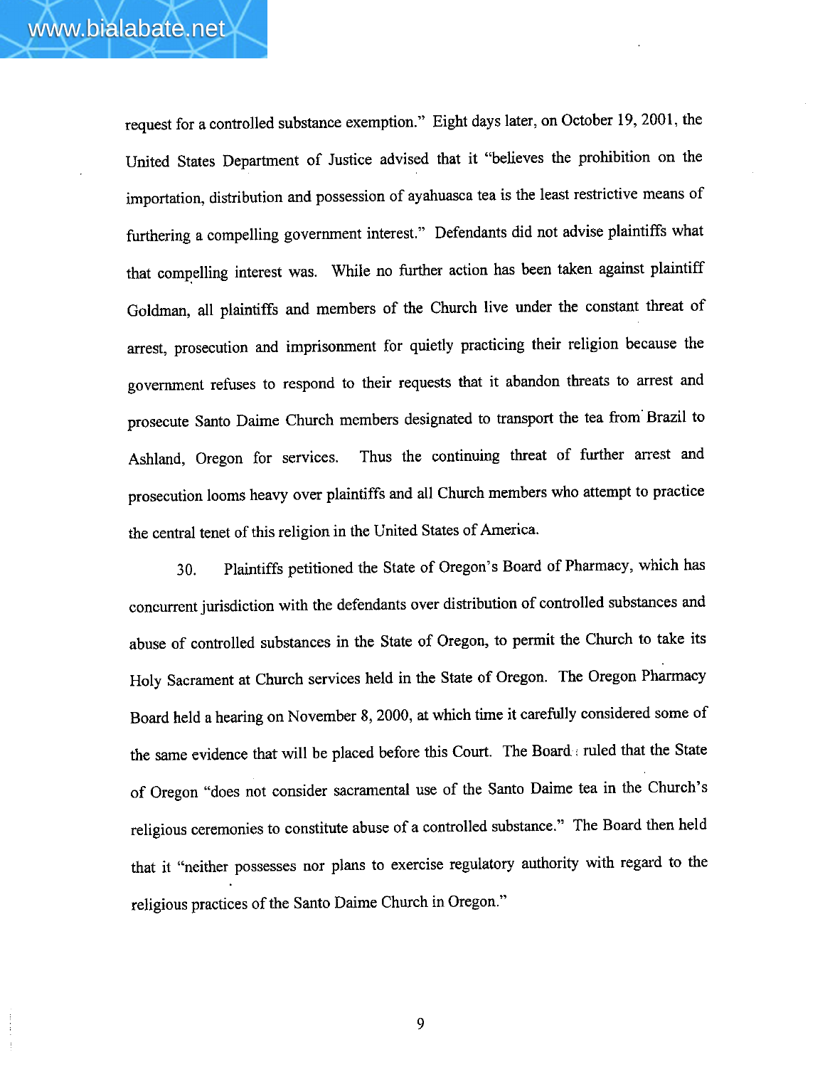request for a controlled substance exemption." Eight days later, on October 19, 2001, the United States Department of Justice advised that it "believes the prohibition on the importation, distribution and possession of ayahuasca tea is the least restrictive means of furthering a compelling government interest." Defendants did not advise plaintiffs what that compelling interest was. While no further action has been taken against plaintiff Goldman, all plaintiffs and members of the Church live under the constant threat of arrest, prosecution and imprisonment for quietly practicing their religion because the government refuses to respond to their requests that it abandon threats to arrest and prosecute Santo Daime Church members designated to transport the tea from Brazil to Ashland, Oregon for services. Thus the continuing threat of further arrest and prosecution looms heavy over plaintiffs and all Church members who attempt to practice the central tenet of this religion in the United States of America.

30. Plaintiffs petitioned the State of Oregon's Board of Pharmacy, which has concurrent jurisdiction with the defendants over distribution of controlled substances and abuse of controlled substances in the State of Oregon, to permit the Church to take its Holy Sacrament at Church services held in the State of Oregon. The Oregon Pharmacy Board held a hearing on November 8, 2000, at which time it carefully considered some of the same evidence that will be placed before this Court. The Board ruled that the State of Oregon "does not consider sacramental use of the Santo Daime tea in the Church's religious ceremonies to constitute abuse of a controlled substance." The Board then held that it "neither possesses nor plans to exercise regulatory authority with regard to the religious practices of the Santo Daime Church in Oregon."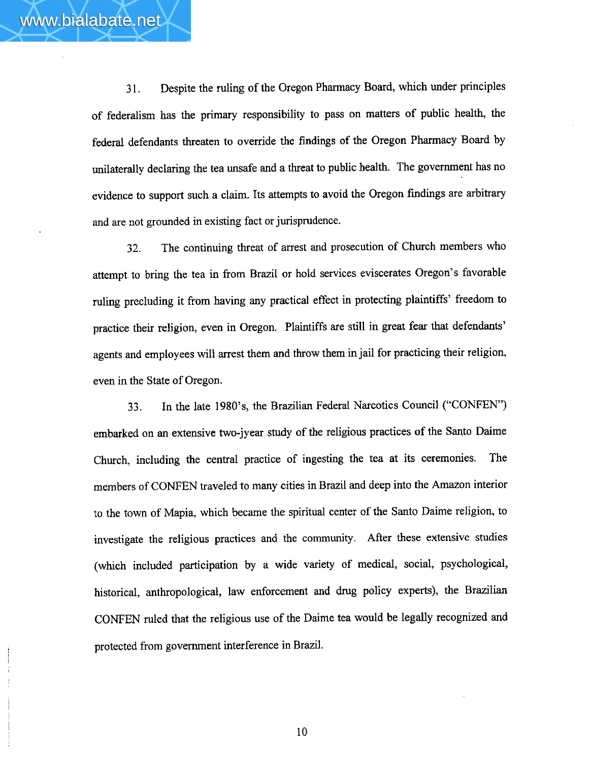31. Despite the ruling of the Oregon Pharmacy Board, which under principles of federalism has the primary responsibility to pass on matters of public health, the federal defendants threaten to override the findings of the Oregon Pharmacy Board by unilaterally declaring the tea unsafe and a threat to public health. The government has no evidence to support such a claim. Its attempts to avoid the Oregon findings are arbitrary and are not grounded in existing fact or jurisprudence.

32. The continuing threat of arrest and prosecution of Church members who attempt to bring the tea in from Brazil or hold services eviscerates Oregon's favorable ruling precluding it from having any practical effect in protecting plaintiffs' freedom to practice their religion, even in Oregon. Plaintiffs are still in great fear that defendants' agents and employees will arrest them and throw them in jail for practicing their religion, even in the State of Oregon.

33. In the late 1980's, the Brazilian Federal Narcotics Council ("CONFEN") embarked on an extensive two-jyear study of the religious practices of the Santo Daime Church, including the central practice of ingesting the tea at its ceremonies. The members of CONFEN traveled to many cities in Brazil and deep into the Amazon interior to the town of Mapia, which became the spiritual center of the Santo Daime religion, to investigate the religious practices and the community. After these extensive studies (which included participation by a wide variety of medical, social, psychological, historical, anthropological, law enforcement and drug policy experts), the Brazilian CONFEN ruled that the religious use of the Daime tea would be legally recognized and protected from government interference in Brazil.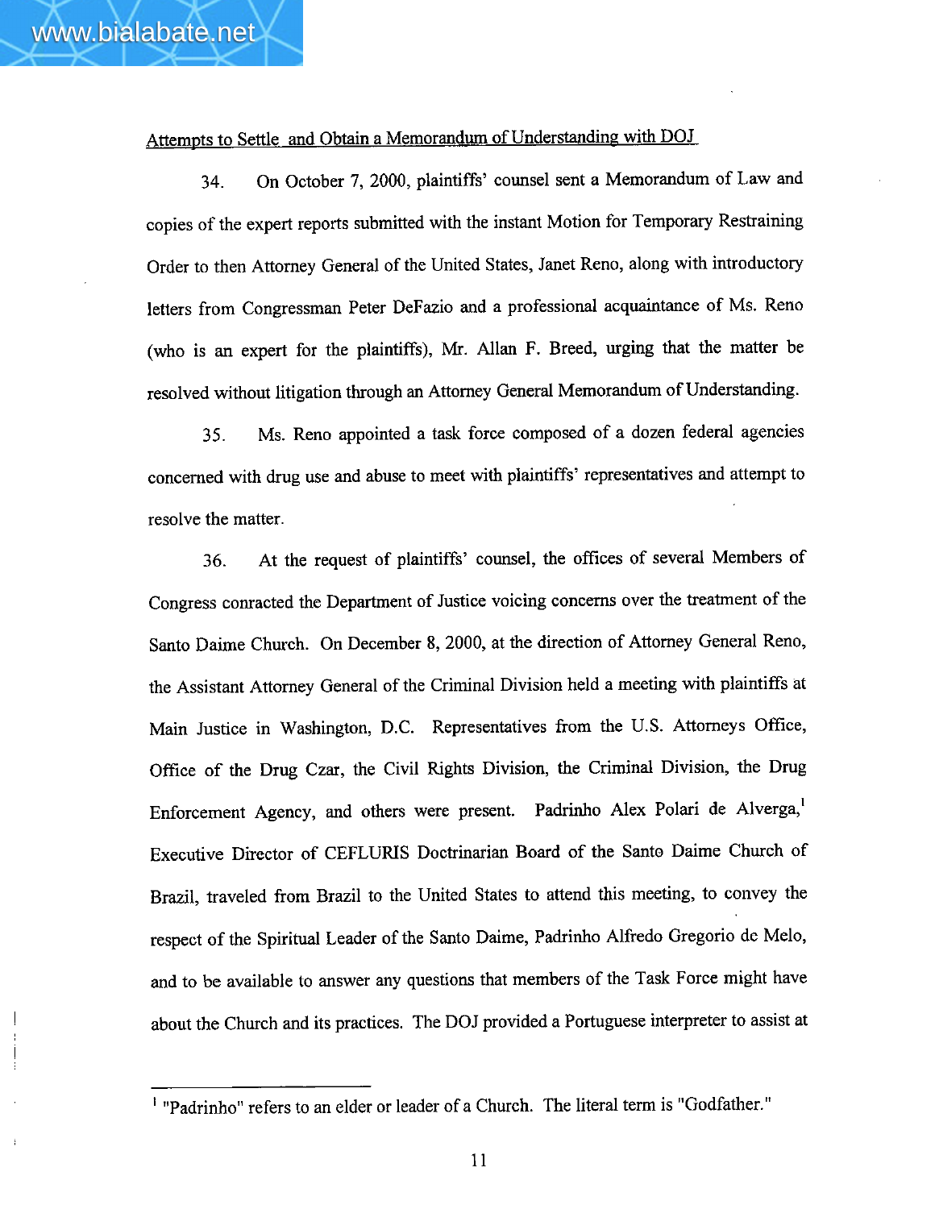Attempts to Settle and Obtain a Memorandum of Understanding with DOJ

34. On October 7, 2000, plaintiffs' counsel sent a Memorandum of Law and copies of the expert reports submitted with the instant Motion for Temporary Restraining Order to then Attorney General of the United States, Janet Reno, along with introductory letters from Congressman Peter DeFazio and a professional acquaintance of Ms. Reno (who is an expert for the plaintiffs), Mr. Allan F. Breed, urging that the matter be resolved without litigation through an Attorney General Memorandum of Understanding.

35. Ms. Reno appointed a task force composed of a dozen federal agencies concerned with drug use and abuse to meet with plaintiffs' representatives and attempt to resolve the matter.

36. At the request of plaintiffs' counsel, the offices of several Members of Congress conracted the Department of Justice voicing concerns over the treatment of the Santo Daime Church. On December 8, 2000, at the direction of Attorney General Reno, the Assistant Attorney General of the Criminal Division held a meeting with plaintiffs at Main Justice in Washington, D.C. Representatives from the U.S. Attorneys Office, Office of the Drug Czar, the Civil Rights Division, the Criminal Division, the Drug Enforcement Agency, and others were present. Padrinho Alex Polari de Alverga,[1] Executive Director of CEFLURIS Doctrinarian Board of the Santo Daime Church of Brazil, traveled from Brazil to the United States to attend this meeting, to convey the respect of the Spiritual Leader of the Santo Daime, Padrinho Alfredo Gregorio de Melo, and to be available to answer any questions that members of the Task Force might have about the Church and its practices. The DOJ provided a Portuguese interpreter to assist at

---

[1] "Padrinho" refers to an elder or leader of a Church. The literal term is "Godfather."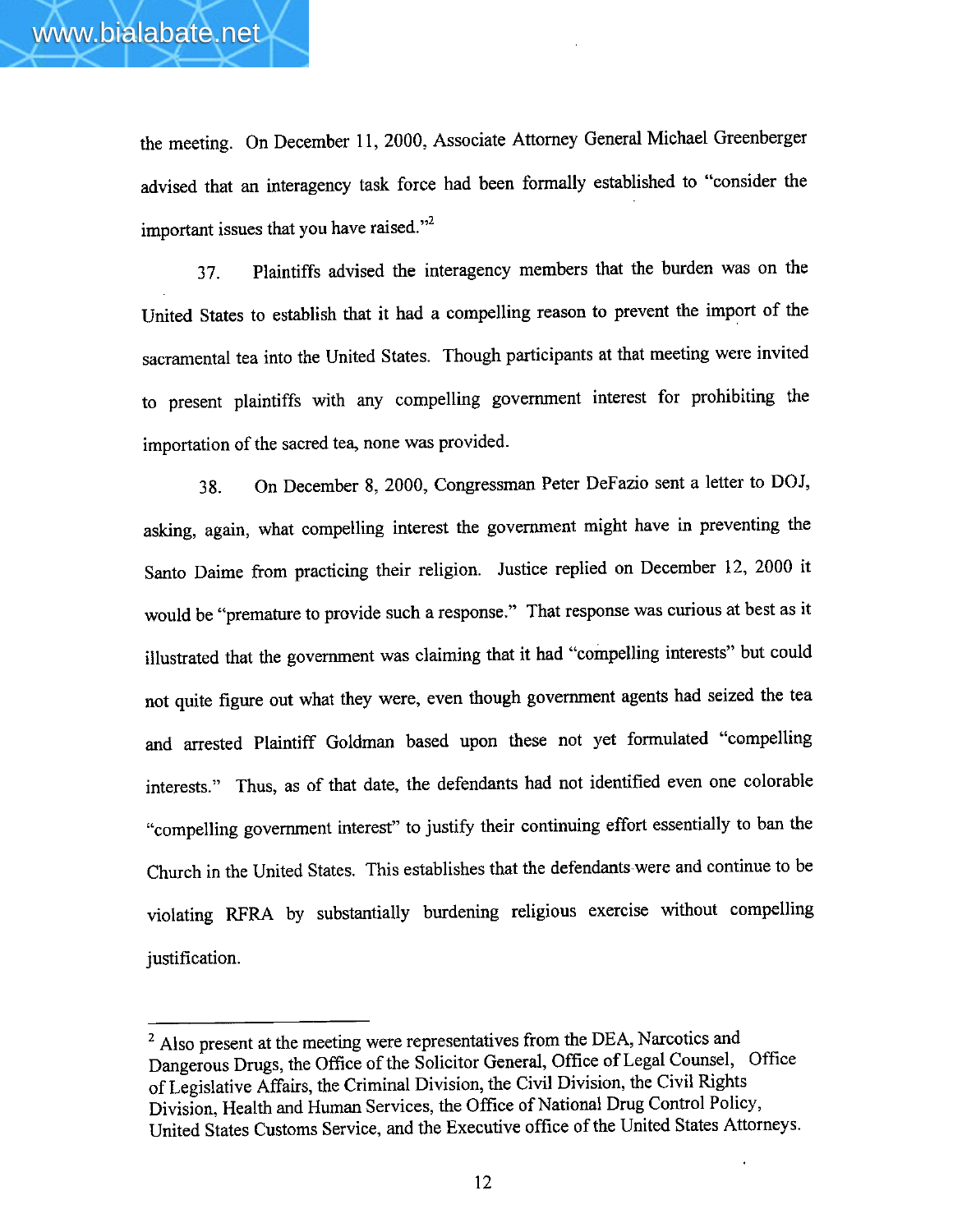the meeting. On December 11, 2000, Associate Attorney General Michael Greenberger advised that an interagency task force had been formally established to "consider the important issues that you have raised."[2]

37. Plaintiffs advised the interagency members that the burden was on the United States to establish that it had a compelling reason to prevent the import of the sacramental tea into the United States. Though participants at that meeting were invited to present plaintiffs with any compelling government interest for prohibiting the importation of the sacred tea, none was provided.

38. On December 8, 2000, Congressman Peter DeFazio sent a letter to DOJ, asking, again, what compelling interest the government might have in preventing the Santo Daime from practicing their religion. Justice replied on December 12, 2000 it would be "premature to provide such a response." That response was curious at best as it illustrated that the government was claiming that it had "compelling interests" but could not quite figure out what they were, even though government agents had seized the tea and arrested Plaintiff Goldman based upon these not yet formulated "compelling interests." Thus, as of that date, the defendants had not identified even one colorable "compelling government interest" to justify their continuing effort essentially to ban the Church in the United States. This establishes that the defendants were and continue to be violating RFRA by substantially burdening religious exercise without compelling justification.

---

[2] Also present at the meeting were representatives from the DEA, Narcotics and Dangerous Drugs, the Office of the Solicitor General, Office of Legal Counsel, Office of Legislative Affairs, the Criminal Division, the Civil Division, the Civil Rights Division, Health and Human Services, the Office of National Drug Control Policy, United States Customs Service, and the Executive office of the United States Attorneys.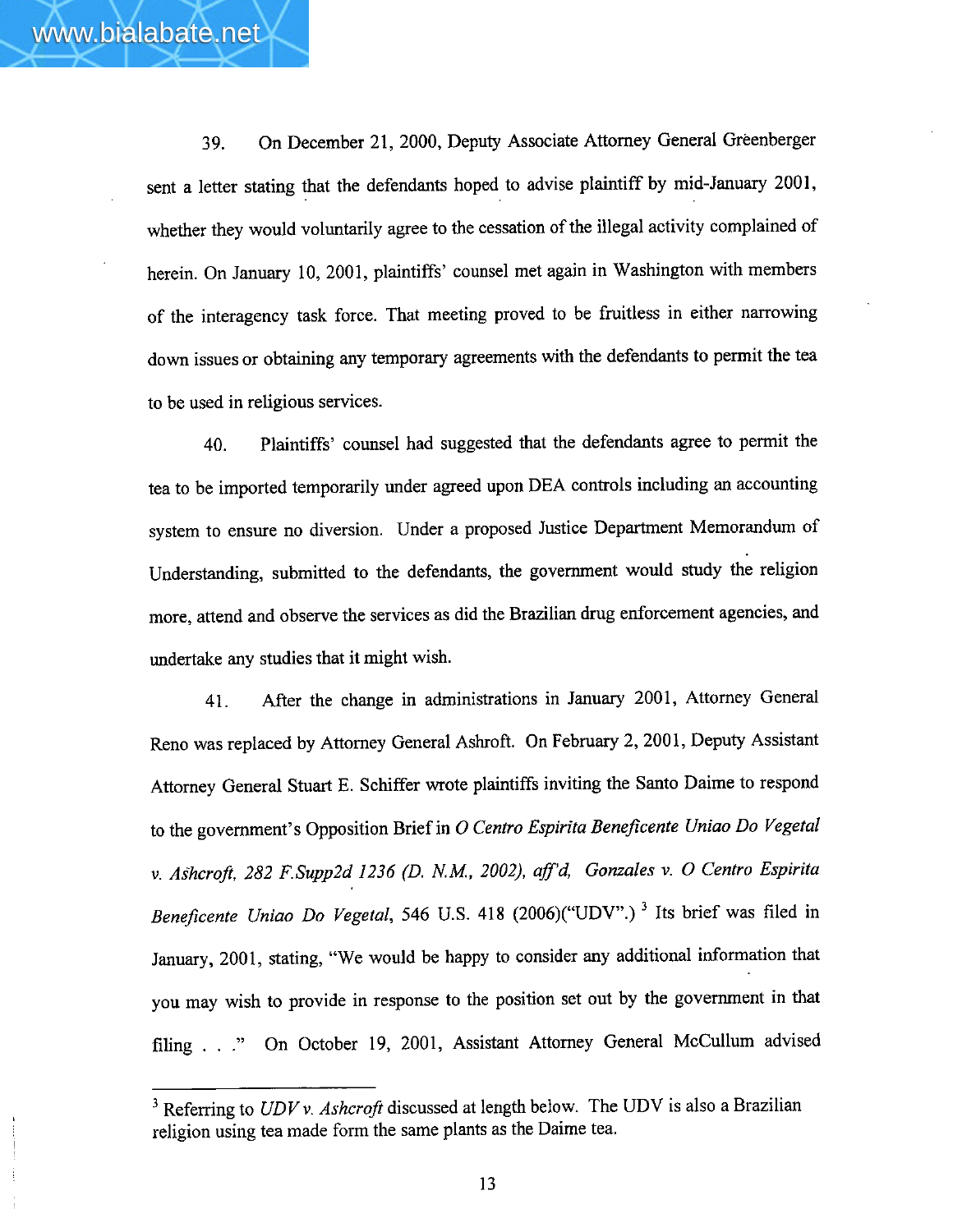39. On December 21, 2000, Deputy Associate Attorney General Greenberger sent a letter stating that the defendants hoped to advise plaintiff by mid-January 2001, whether they would voluntarily agree to the cessation of the illegal activity complained of herein. On January 10, 2001, plaintiffs' counsel met again in Washington with members of the interagency task force. That meeting proved to be fruitless in either narrowing down issues or obtaining any temporary agreements with the defendants to permit the tea to be used in religious services.

40. Plaintiffs' counsel had suggested that the defendants agree to permit the tea to be imported temporarily under agreed upon DEA controls including an accounting system to ensure no diversion. Under a proposed Justice Department Memorandum of Understanding, submitted to the defendants, the government would study the religion more, attend and observe the services as did the Brazilian drug enforcement agencies, and undertake any studies that it might wish.

41. After the change in administrations in January 2001, Attorney General Reno was replaced by Attorney General Ashroft. On February 2, 2001, Deputy Assistant Attorney General Stuart E. Schiffer wrote plaintiffs inviting the Santo Daime to respond to the government's Opposition Brief in *O Centro Espirita Beneficente Uniao Do Vegetal v. Ashcroft, 282 F.Supp2d 1236 (D. N.M., 2002), aff'd, Gonzales v. O Centro Espirita Beneficente Uniao Do Vegetal*, 546 U.S. 418 (2006)("UDV".) [3] Its brief was filed in January, 2001, stating, "We would be happy to consider any additional information that you may wish to provide in response to the position set out by the government in that filing . . ." On October 19, 2001, Assistant Attorney General McCullum advised

[3] Referring to *UDV v. Ashcroft* discussed at length below. The UDV is also a Brazilian religion using tea made form the same plants as the Daime tea.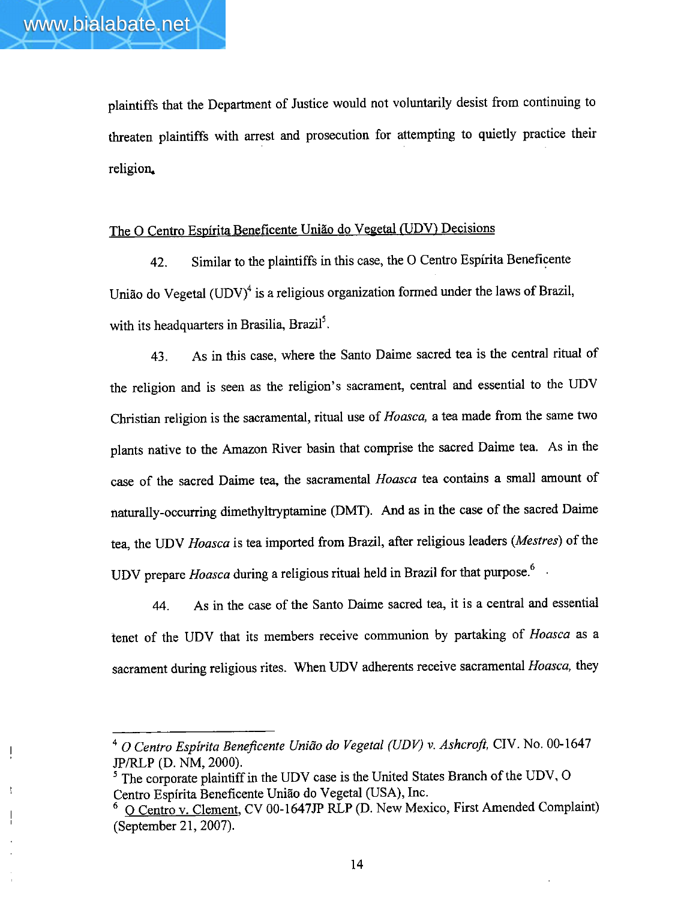plaintiffs that the Department of Justice would not voluntarily desist from continuing to threaten plaintiffs with arrest and prosecution for attempting to quietly practice their religion.

The O Centro Espírita Beneficente União do Vegetal (UDV) Decisions

42. Similar to the plaintiffs in this case, the O Centro Espírita Beneficente União do Vegetal (UDV)[4] is a religious organization formed under the laws of Brazil, with its headquarters in Brasilia, Brazil[5].

43. As in this case, where the Santo Daime sacred tea is the central ritual of the religion and is seen as the religion's sacrament, central and essential to the UDV Christian religion is the sacramental, ritual use of *Hoasca,* a tea made from the same two plants native to the Amazon River basin that comprise the sacred Daime tea. As in the case of the sacred Daime tea, the sacramental *Hoasca* tea contains a small amount of naturally-occurring dimethyltryptamine (DMT). And as in the case of the sacred Daime tea, the UDV *Hoasca* is tea imported from Brazil, after religious leaders (*Mestres*) of the UDV prepare *Hoasca* during a religious ritual held in Brazil for that purpose.[6]

44. As in the case of the Santo Daime sacred tea, it is a central and essential tenet of the UDV that its members receive communion by partaking of *Hoasca* as a sacrament during religious rites. When UDV adherents receive sacramental *Hoasca,* they

---

[4] *O Centro Espírita Beneficente União do Vegetal (UDV) v. Ashcroft,* CIV. No. 00-1647 JP/RLP (D. NM, 2000).

[5] The corporate plaintiff in the UDV case is the United States Branch of the UDV, O Centro Espírita Beneficente União do Vegetal (USA), Inc.

[6] O Centro v. Clement, CV 00-1647JP RLP (D. New Mexico, First Amended Complaint) (September 21, 2007).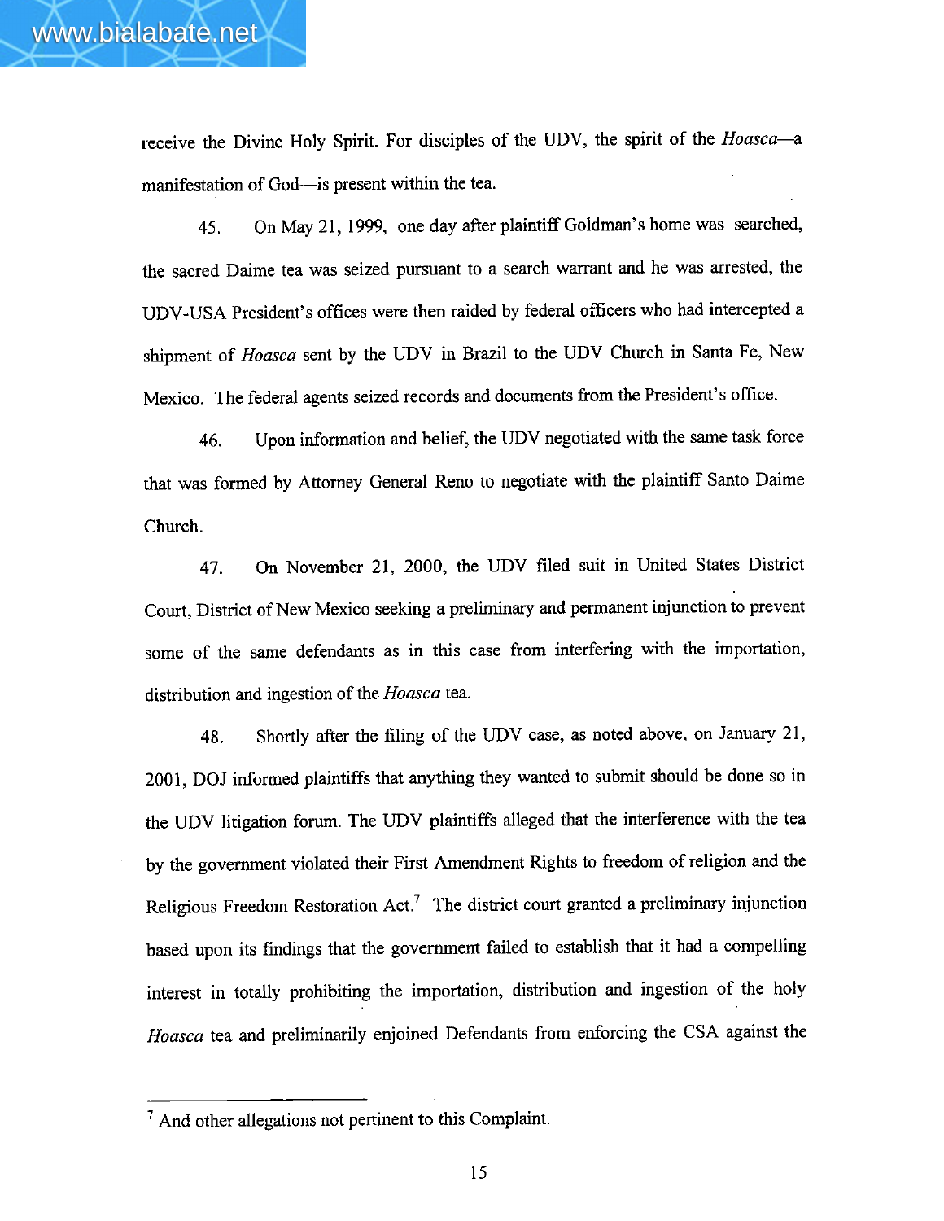receive the Divine Holy Spirit. For disciples of the UDV, the spirit of the *Hoasca*—a manifestation of God—is present within the tea.

45. On May 21, 1999, one day after plaintiff Goldman's home was searched, the sacred Daime tea was seized pursuant to a search warrant and he was arrested, the UDV-USA President's offices were then raided by federal officers who had intercepted a shipment of *Hoasca* sent by the UDV in Brazil to the UDV Church in Santa Fe, New Mexico. The federal agents seized records and documents from the President's office.

46. Upon information and belief, the UDV negotiated with the same task force that was formed by Attorney General Reno to negotiate with the plaintiff Santo Daime Church.

47. On November 21, 2000, the UDV filed suit in United States District Court, District of New Mexico seeking a preliminary and permanent injunction to prevent some of the same defendants as in this case from interfering with the importation, distribution and ingestion of the *Hoasca* tea.

48. Shortly after the filing of the UDV case, as noted above, on January 21, 2001, DOJ informed plaintiffs that anything they wanted to submit should be done so in the UDV litigation forum. The UDV plaintiffs alleged that the interference with the tea by the government violated their First Amendment Rights to freedom of religion and the Religious Freedom Restoration Act.[7] The district court granted a preliminary injunction based upon its findings that the government failed to establish that it had a compelling interest in totally prohibiting the importation, distribution and ingestion of the holy *Hoasca* tea and preliminarily enjoined Defendants from enforcing the CSA against the

[7] And other allegations not pertinent to this Complaint.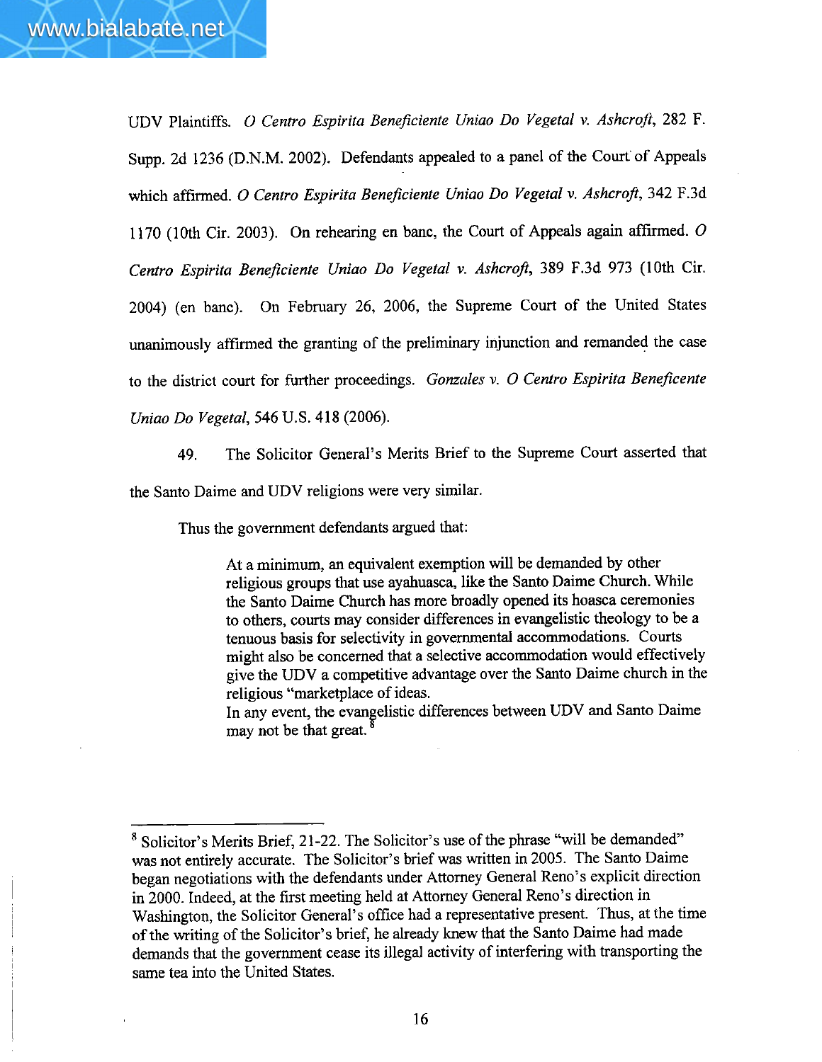UDV Plaintiffs. *O Centro Espirita Beneficiente Uniao Do Vegetal v. Ashcroft*, 282 F. Supp. 2d 1236 (D.N.M. 2002). Defendants appealed to a panel of the Court of Appeals which affirmed. *O Centro Espirita Beneficiente Uniao Do Vegetal v. Ashcroft*, 342 F.3d 1170 (10th Cir. 2003). On rehearing en banc, the Court of Appeals again affirmed. *O Centro Espirita Beneficiente Uniao Do Vegetal v. Ashcroft*, 389 F.3d 973 (10th Cir. 2004) (en banc). On February 26, 2006, the Supreme Court of the United States unanimously affirmed the granting of the preliminary injunction and remanded the case to the district court for further proceedings. *Gonzales v. O Centro Espirita Beneficente Uniao Do Vegetal*, 546 U.S. 418 (2006).

49. The Solicitor General's Merits Brief to the Supreme Court asserted that the Santo Daime and UDV religions were very similar.

Thus the government defendants argued that:

> At a minimum, an equivalent exemption will be demanded by other religious groups that use ayahuasca, like the Santo Daime Church. While the Santo Daime Church has more broadly opened its hoasca ceremonies to others, courts may consider differences in evangelistic theology to be a tenuous basis for selectivity in governmental accommodations. Courts might also be concerned that a selective accommodation would effectively give the UDV a competitive advantage over the Santo Daime church in the religious "marketplace of ideas.
>
> In any event, the evangelistic differences between UDV and Santo Daime may not be that great.[8]

---

[8] Solicitor's Merits Brief, 21-22. The Solicitor's use of the phrase "will be demanded" was not entirely accurate. The Solicitor's brief was written in 2005. The Santo Daime began negotiations with the defendants under Attorney General Reno's explicit direction in 2000. Indeed, at the first meeting held at Attorney General Reno's direction in Washington, the Solicitor General's office had a representative present. Thus, at the time of the writing of the Solicitor's brief, he already knew that the Santo Daime had made demands that the government cease its illegal activity of interfering with transporting the same tea into the United States.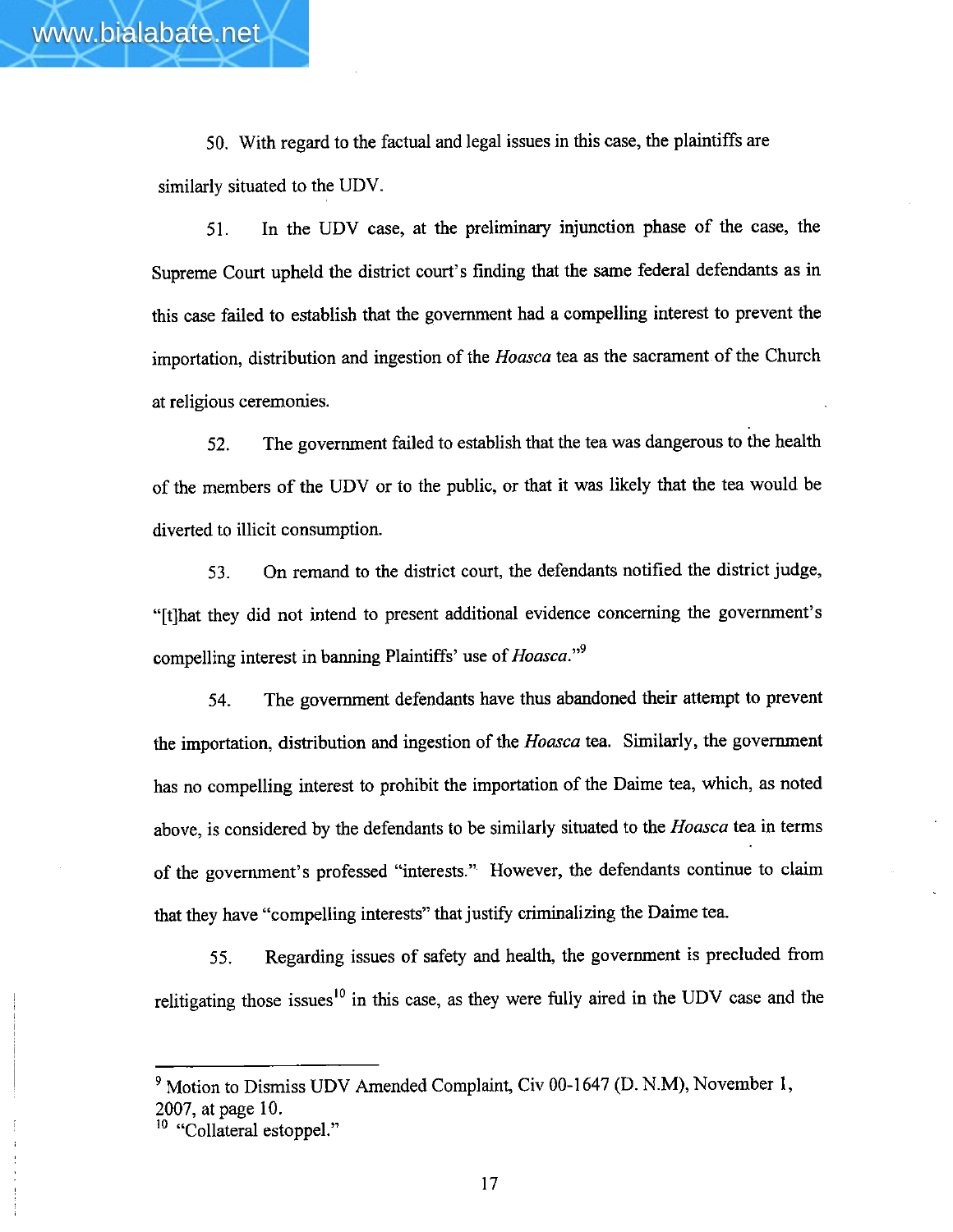50. With regard to the factual and legal issues in this case, the plaintiffs are similarly situated to the UDV.

51. In the UDV case, at the preliminary injunction phase of the case, the Supreme Court upheld the district court's finding that the same federal defendants as in this case failed to establish that the government had a compelling interest to prevent the importation, distribution and ingestion of the *Hoasca* tea as the sacrament of the Church at religious ceremonies.

52. The government failed to establish that the tea was dangerous to the health of the members of the UDV or to the public, or that it was likely that the tea would be diverted to illicit consumption.

53. On remand to the district court, the defendants notified the district judge, "[t]hat they did not intend to present additional evidence concerning the government's compelling interest in banning Plaintiffs' use of *Hoasca*."[9]

54. The government defendants have thus abandoned their attempt to prevent the importation, distribution and ingestion of the *Hoasca* tea. Similarly, the government has no compelling interest to prohibit the importation of the Daime tea, which, as noted above, is considered by the defendants to be similarly situated to the *Hoasca* tea in terms of the government's professed "interests." However, the defendants continue to claim that they have "compelling interests" that justify criminalizing the Daime tea.

55. Regarding issues of safety and health, the government is precluded from relitigating those issues[10] in this case, as they were fully aired in the UDV case and the

---

[9] Motion to Dismiss UDV Amended Complaint, Civ 00-1647 (D. N.M), November 1, 2007, at page 10.

[10] "Collateral estoppel."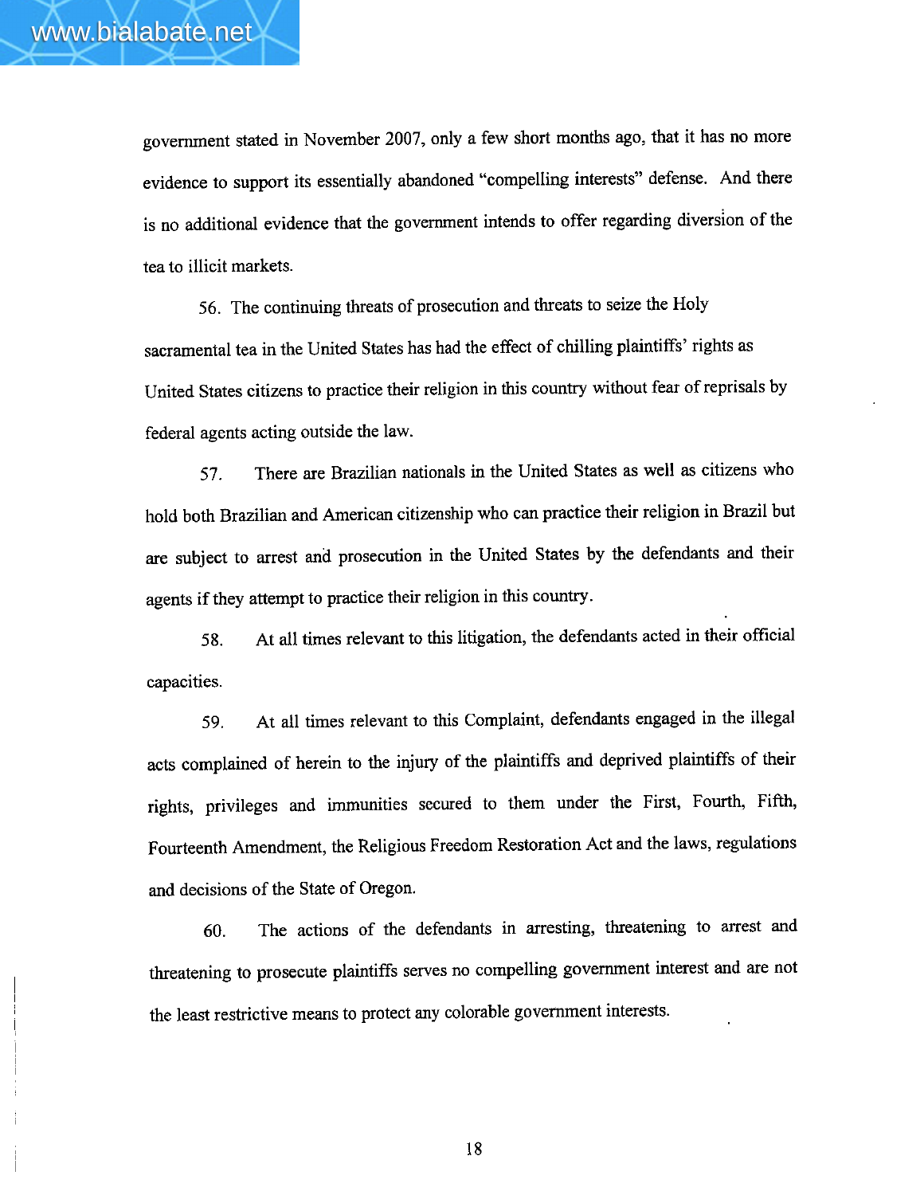government stated in November 2007, only a few short months ago, that it has no more evidence to support its essentially abandoned "compelling interests" defense. And there is no additional evidence that the government intends to offer regarding diversion of the tea to illicit markets.

56. The continuing threats of prosecution and threats to seize the Holy sacramental tea in the United States has had the effect of chilling plaintiffs' rights as United States citizens to practice their religion in this country without fear of reprisals by federal agents acting outside the law.

57. There are Brazilian nationals in the United States as well as citizens who hold both Brazilian and American citizenship who can practice their religion in Brazil but are subject to arrest and prosecution in the United States by the defendants and their agents if they attempt to practice their religion in this country.

58. At all times relevant to this litigation, the defendants acted in their official capacities.

59. At all times relevant to this Complaint, defendants engaged in the illegal acts complained of herein to the injury of the plaintiffs and deprived plaintiffs of their rights, privileges and immunities secured to them under the First, Fourth, Fifth, Fourteenth Amendment, the Religious Freedom Restoration Act and the laws, regulations and decisions of the State of Oregon.

60. The actions of the defendants in arresting, threatening to arrest and threatening to prosecute plaintiffs serves no compelling government interest and are not the least restrictive means to protect any colorable government interests.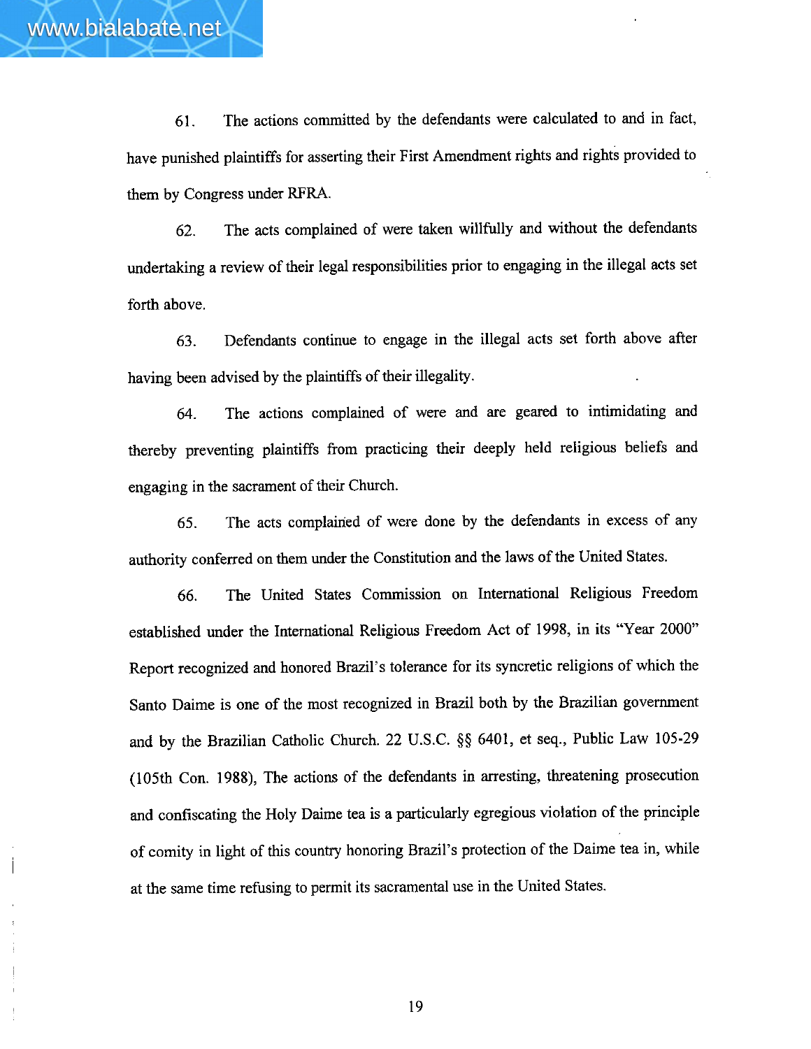61. The actions committed by the defendants were calculated to and in fact, have punished plaintiffs for asserting their First Amendment rights and rights provided to them by Congress under RFRA.

62. The acts complained of were taken willfully and without the defendants undertaking a review of their legal responsibilities prior to engaging in the illegal acts set forth above.

63. Defendants continue to engage in the illegal acts set forth above after having been advised by the plaintiffs of their illegality.

64. The actions complained of were and are geared to intimidating and thereby preventing plaintiffs from practicing their deeply held religious beliefs and engaging in the sacrament of their Church.

65. The acts complained of were done by the defendants in excess of any authority conferred on them under the Constitution and the laws of the United States.

66. The United States Commission on International Religious Freedom established under the International Religious Freedom Act of 1998, in its "Year 2000" Report recognized and honored Brazil's tolerance for its syncretic religions of which the Santo Daime is one of the most recognized in Brazil both by the Brazilian government and by the Brazilian Catholic Church. 22 U.S.C. §§ 6401, et seq., Public Law 105-29 (105th Con. 1988), The actions of the defendants in arresting, threatening prosecution and confiscating the Holy Daime tea is a particularly egregious violation of the principle of comity in light of this country honoring Brazil's protection of the Daime tea in, while at the same time refusing to permit its sacramental use in the United States.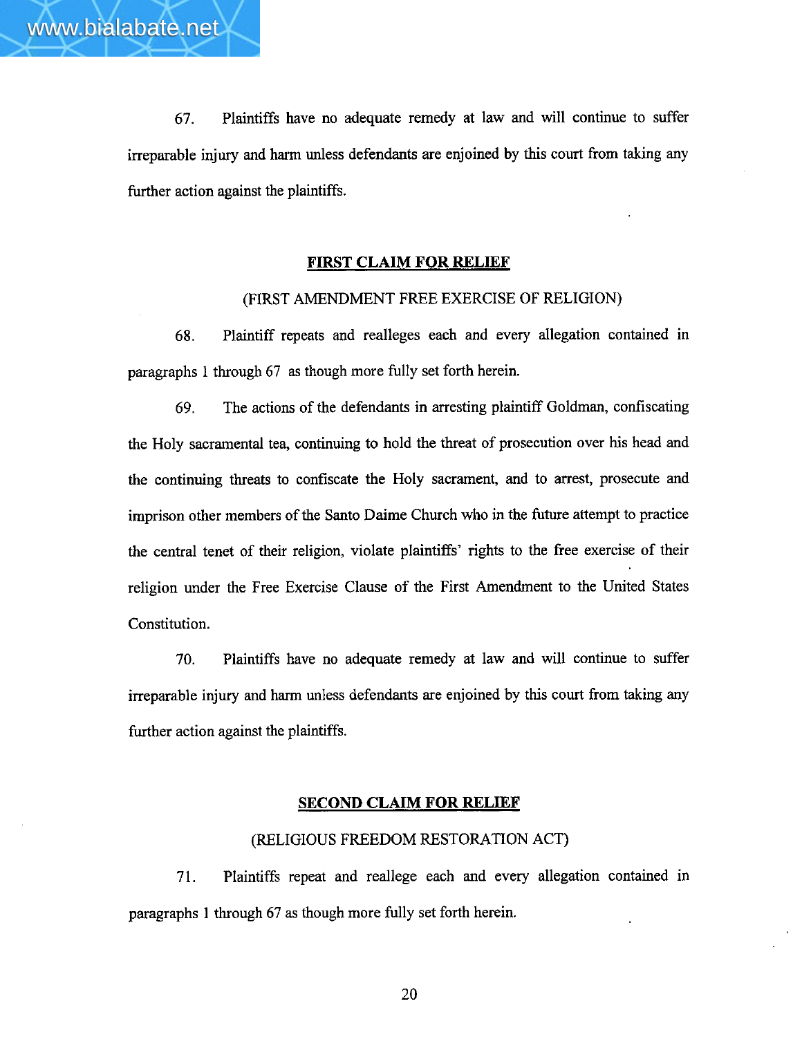67. Plaintiffs have no adequate remedy at law and will continue to suffer irreparable injury and harm unless defendants are enjoined by this court from taking any further action against the plaintiffs.

## FIRST CLAIM FOR RELIEF

### (FIRST AMENDMENT FREE EXERCISE OF RELIGION)

68. Plaintiff repeats and realleges each and every allegation contained in paragraphs 1 through 67 as though more fully set forth herein.

69. The actions of the defendants in arresting plaintiff Goldman, confiscating the Holy sacramental tea, continuing to hold the threat of prosecution over his head and the continuing threats to confiscate the Holy sacrament, and to arrest, prosecute and imprison other members of the Santo Daime Church who in the future attempt to practice the central tenet of their religion, violate plaintiffs' rights to the free exercise of their religion under the Free Exercise Clause of the First Amendment to the United States Constitution.

70. Plaintiffs have no adequate remedy at law and will continue to suffer irreparable injury and harm unless defendants are enjoined by this court from taking any further action against the plaintiffs.

## SECOND CLAIM FOR RELIEF

### (RELIGIOUS FREEDOM RESTORATION ACT)

71. Plaintiffs repeat and reallege each and every allegation contained in paragraphs 1 through 67 as though more fully set forth herein.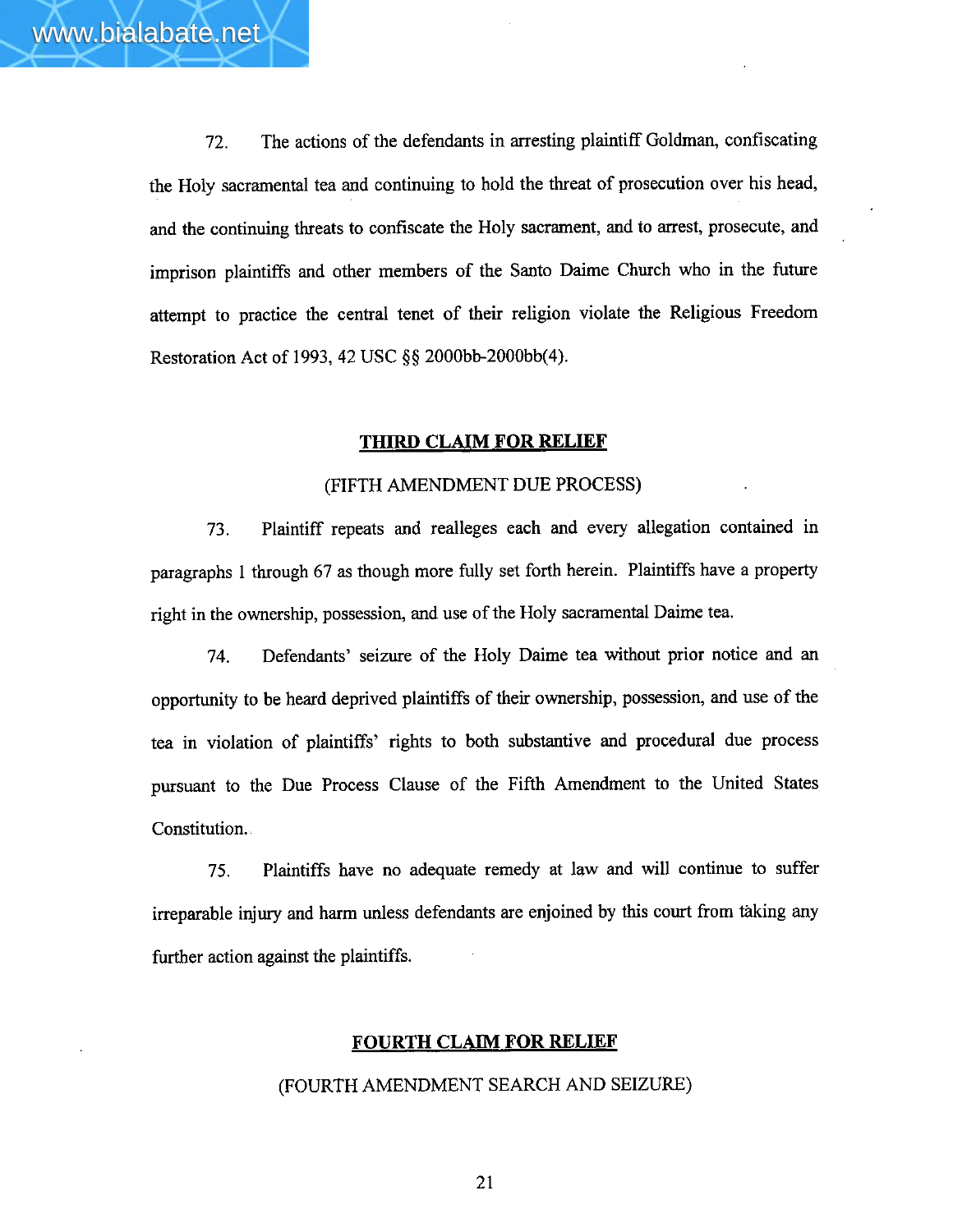72. The actions of the defendants in arresting plaintiff Goldman, confiscating the Holy sacramental tea and continuing to hold the threat of prosecution over his head, and the continuing threats to confiscate the Holy sacrament, and to arrest, prosecute, and imprison plaintiffs and other members of the Santo Daime Church who in the future attempt to practice the central tenet of their religion violate the Religious Freedom Restoration Act of 1993, 42 USC §§ 2000bb-2000bb(4).

## THIRD CLAIM FOR RELIEF

(FIFTH AMENDMENT DUE PROCESS)

73. Plaintiff repeats and realleges each and every allegation contained in paragraphs 1 through 67 as though more fully set forth herein. Plaintiffs have a property right in the ownership, possession, and use of the Holy sacramental Daime tea.

74. Defendants' seizure of the Holy Daime tea without prior notice and an opportunity to be heard deprived plaintiffs of their ownership, possession, and use of the tea in violation of plaintiffs' rights to both substantive and procedural due process pursuant to the Due Process Clause of the Fifth Amendment to the United States Constitution.

75. Plaintiffs have no adequate remedy at law and will continue to suffer irreparable injury and harm unless defendants are enjoined by this court from taking any further action against the plaintiffs.

## FOURTH CLAIM FOR RELIEF

(FOURTH AMENDMENT SEARCH AND SEIZURE)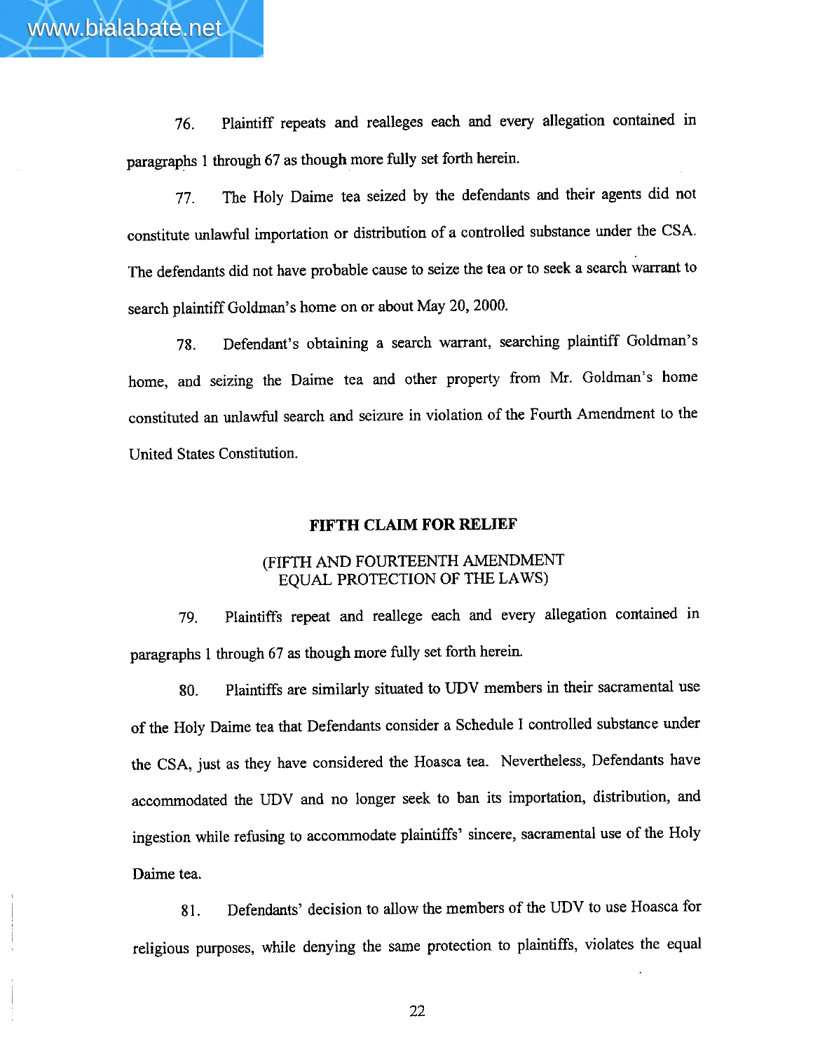76. Plaintiff repeats and realleges each and every allegation contained in paragraphs 1 through 67 as though more fully set forth herein.

77. The Holy Daime tea seized by the defendants and their agents did not constitute unlawful importation or distribution of a controlled substance under the CSA. The defendants did not have probable cause to seize the tea or to seek a search warrant to search plaintiff Goldman's home on or about May 20, 2000.

78. Defendant's obtaining a search warrant, searching plaintiff Goldman's home, and seizing the Daime tea and other property from Mr. Goldman's home constituted an unlawful search and seizure in violation of the Fourth Amendment to the United States Constitution.

**FIFTH CLAIM FOR RELIEF**

(FIFTH AND FOURTEENTH AMENDMENT EQUAL PROTECTION OF THE LAWS)

79. Plaintiffs repeat and reallege each and every allegation contained in paragraphs 1 through 67 as though more fully set forth herein.

80. Plaintiffs are similarly situated to UDV members in their sacramental use of the Holy Daime tea that Defendants consider a Schedule I controlled substance under the CSA, just as they have considered the Hoasca tea. Nevertheless, Defendants have accommodated the UDV and no longer seek to ban its importation, distribution, and ingestion while refusing to accommodate plaintiffs' sincere, sacramental use of the Holy Daime tea.

81. Defendants' decision to allow the members of the UDV to use Hoasca for religious purposes, while denying the same protection to plaintiffs, violates the equal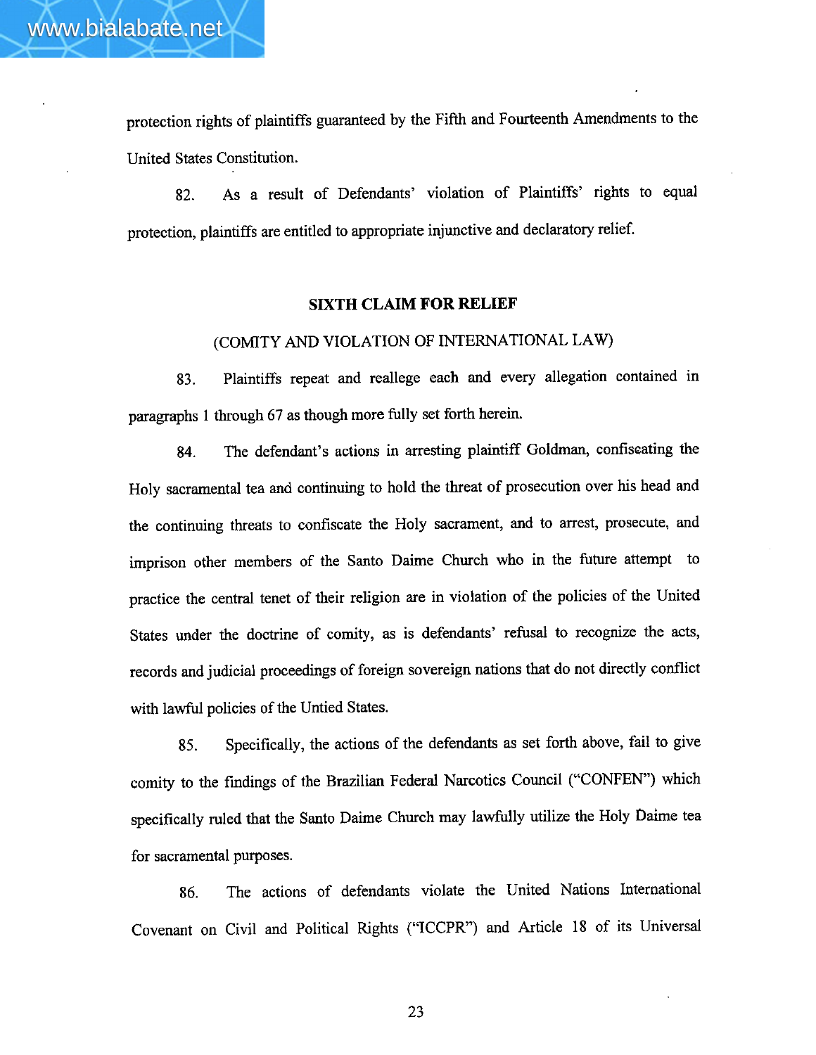protection rights of plaintiffs guaranteed by the Fifth and Fourteenth Amendments to the United States Constitution.

82. As a result of Defendants' violation of Plaintiffs' rights to equal protection, plaintiffs are entitled to appropriate injunctive and declaratory relief.

**SIXTH CLAIM FOR RELIEF**

(COMITY AND VIOLATION OF INTERNATIONAL LAW)

83. Plaintiffs repeat and reallege each and every allegation contained in paragraphs 1 through 67 as though more fully set forth herein.

84. The defendant's actions in arresting plaintiff Goldman, confiscating the Holy sacramental tea and continuing to hold the threat of prosecution over his head and the continuing threats to confiscate the Holy sacrament, and to arrest, prosecute, and imprison other members of the Santo Daime Church who in the future attempt to practice the central tenet of their religion are in violation of the policies of the United States under the doctrine of comity, as is defendants' refusal to recognize the acts, records and judicial proceedings of foreign sovereign nations that do not directly conflict with lawful policies of the Untied States.

85. Specifically, the actions of the defendants as set forth above, fail to give comity to the findings of the Brazilian Federal Narcotics Council ("CONFEN") which specifically ruled that the Santo Daime Church may lawfully utilize the Holy Daime tea for sacramental purposes.

86. The actions of defendants violate the United Nations International Covenant on Civil and Political Rights ("ICCPR") and Article 18 of its Universal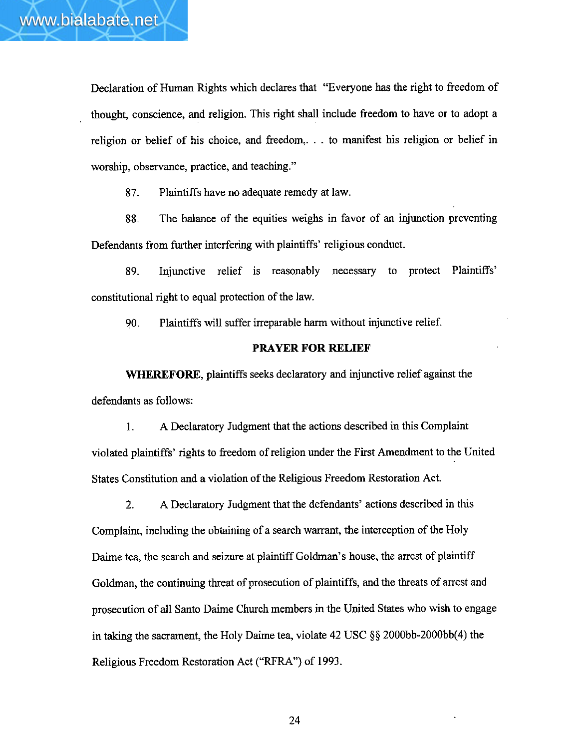Declaration of Human Rights which declares that "Everyone has the right to freedom of thought, conscience, and religion. This right shall include freedom to have or to adopt a religion or belief of his choice, and freedom,. . . to manifest his religion or belief in worship, observance, practice, and teaching."

87. Plaintiffs have no adequate remedy at law.

88. The balance of the equities weighs in favor of an injunction preventing Defendants from further interfering with plaintiffs' religious conduct.

89. Injunctive relief is reasonably necessary to protect Plaintiffs' constitutional right to equal protection of the law.

90. Plaintiffs will suffer irreparable harm without injunctive relief.

## PRAYER FOR RELIEF

**WHEREFORE,** plaintiffs seeks declaratory and injunctive relief against the defendants as follows:

1. A Declaratory Judgment that the actions described in this Complaint violated plaintiffs' rights to freedom of religion under the First Amendment to the United States Constitution and a violation of the Religious Freedom Restoration Act.

2. A Declaratory Judgment that the defendants' actions described in this Complaint, including the obtaining of a search warrant, the interception of the Holy Daime tea, the search and seizure at plaintiff Goldman's house, the arrest of plaintiff Goldman, the continuing threat of prosecution of plaintiffs, and the threats of arrest and prosecution of all Santo Daime Church members in the United States who wish to engage in taking the sacrament, the Holy Daime tea, violate 42 USC §§ 2000bb-2000bb(4) the Religious Freedom Restoration Act ("RFRA") of 1993.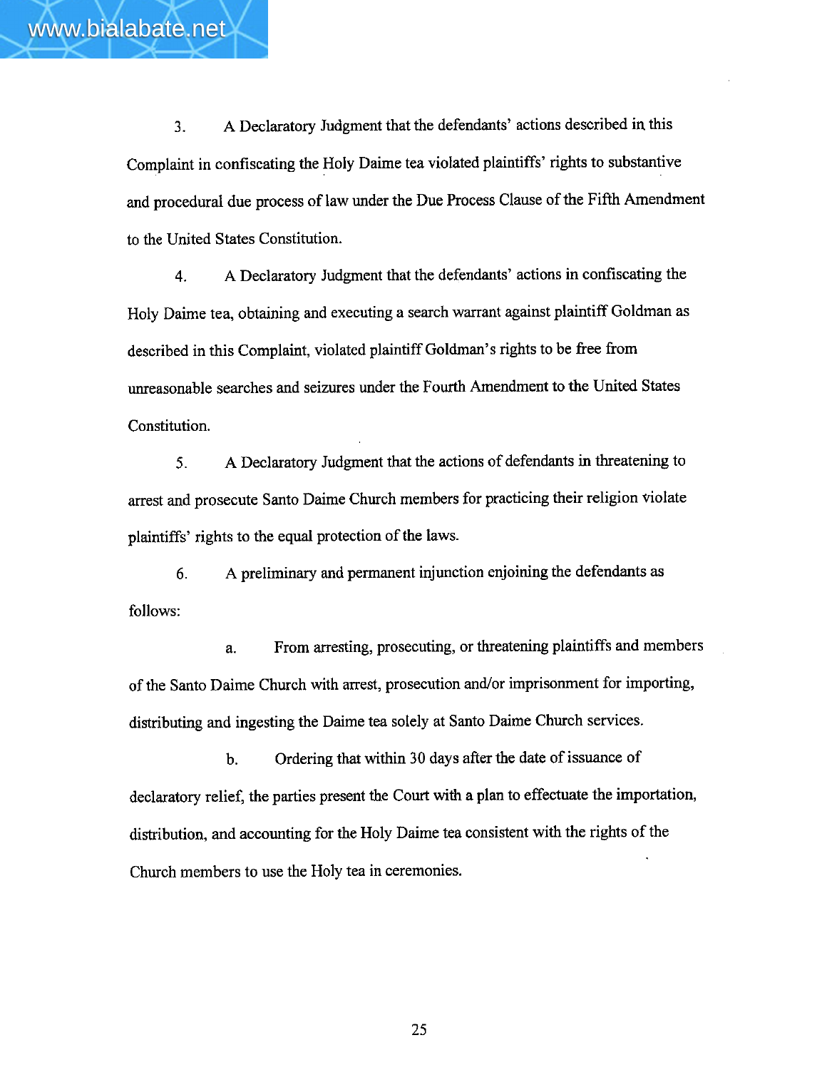3. A Declaratory Judgment that the defendants' actions described in this Complaint in confiscating the Holy Daime tea violated plaintiffs' rights to substantive and procedural due process of law under the Due Process Clause of the Fifth Amendment to the United States Constitution.

4. A Declaratory Judgment that the defendants' actions in confiscating the Holy Daime tea, obtaining and executing a search warrant against plaintiff Goldman as described in this Complaint, violated plaintiff Goldman's rights to be free from unreasonable searches and seizures under the Fourth Amendment to the United States Constitution.

5. A Declaratory Judgment that the actions of defendants in threatening to arrest and prosecute Santo Daime Church members for practicing their religion violate plaintiffs' rights to the equal protection of the laws.

6. A preliminary and permanent injunction enjoining the defendants as follows:

a. From arresting, prosecuting, or threatening plaintiffs and members of the Santo Daime Church with arrest, prosecution and/or imprisonment for importing, distributing and ingesting the Daime tea solely at Santo Daime Church services.

b. Ordering that within 30 days after the date of issuance of declaratory relief, the parties present the Court with a plan to effectuate the importation, distribution, and accounting for the Holy Daime tea consistent with the rights of the Church members to use the Holy tea in ceremonies.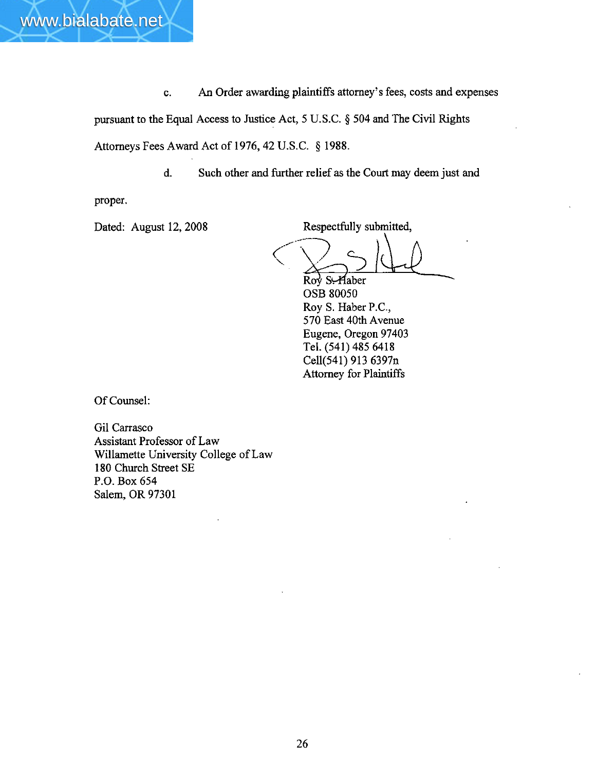c. An Order awarding plaintiffs attorney's fees, costs and expenses pursuant to the Equal Access to Justice Act, 5 U.S.C. § 504 and The Civil Rights Attorneys Fees Award Act of 1976, 42 U.S.C. § 1988.

d. Such other and further relief as the Court may deem just and proper.

Dated: August 12, 2008

Respectfully submitted,

Roy S. Haber
OSB 80050
Roy S. Haber P.C.,
570 East 40th Avenue
Eugene, Oregon 97403
Tel. (541) 485 6418
Cell(541) 913 6397n
Attorney for Plaintiffs

Of Counsel:

Gil Carrasco
Assistant Professor of Law
Willamette University College of Law
180 Church Street SE
P.O. Box 654
Salem, OR 97301